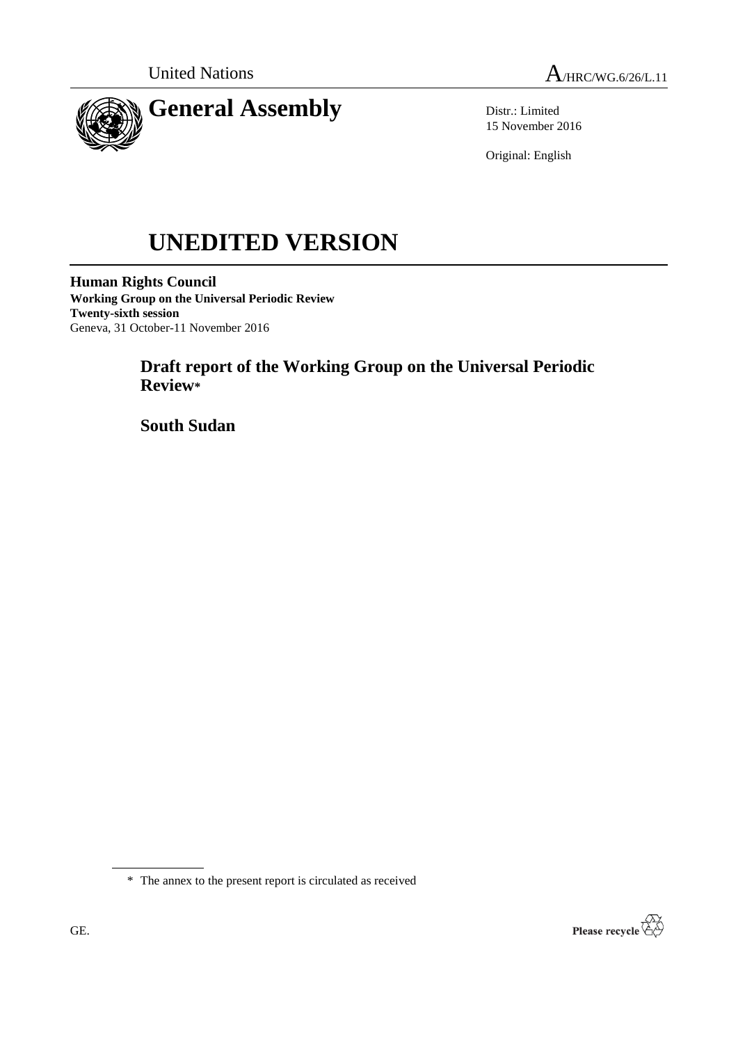United Nations A/HRC/WG.6/26/L.11

# General Assembly

Distr.: Limited
15 November 2016

Original: English

# UNEDITED VERSION

**Human Rights Council**
**Working Group on the Universal Periodic Review**
**Twenty-sixth session**
Geneva, 31 October-11 November 2016

## Draft report of the Working Group on the Universal Periodic Review*

## South Sudan

\* The annex to the present report is circulated as received

GE.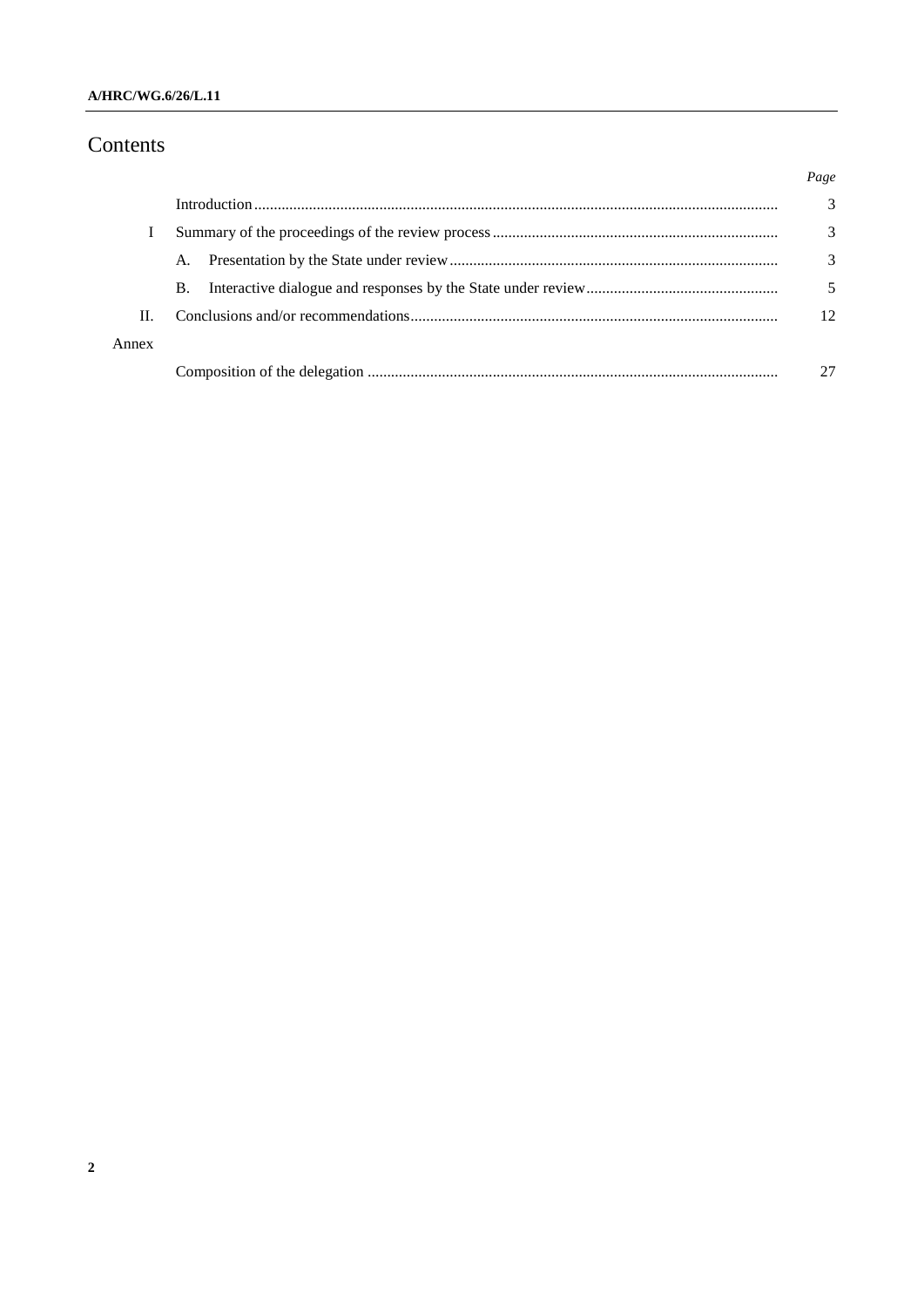# Contents

| | | Page |
|---|---|---|
| | Introduction | 3 |
| I | Summary of the proceedings of the review process | 3 |
| | A. Presentation by the State under review | 3 |
| | B. Interactive dialogue and responses by the State under review | 5 |
| II. | Conclusions and/or recommendations | 12 |
| Annex | | |
| | Composition of the delegation | 27 |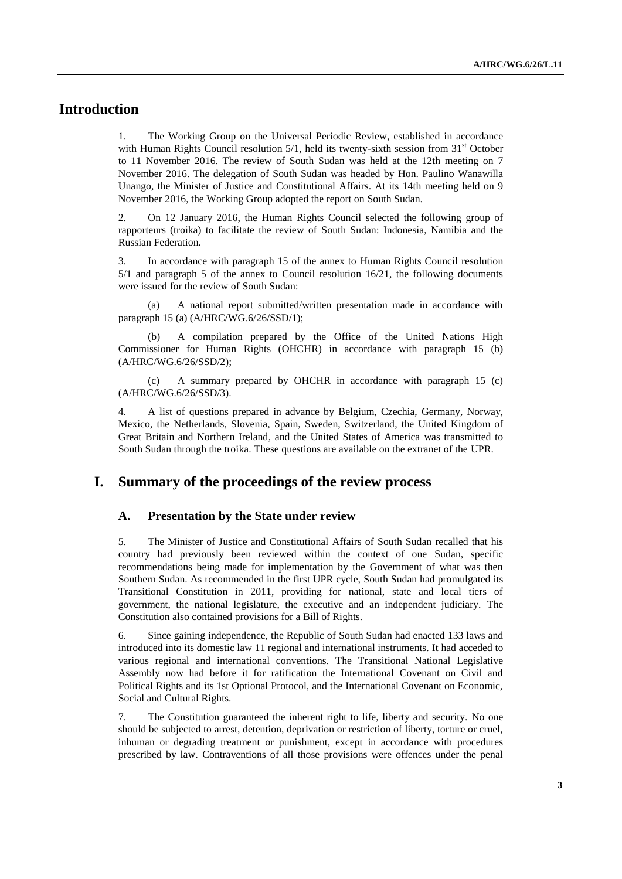# Introduction

1. The Working Group on the Universal Periodic Review, established in accordance with Human Rights Council resolution 5/1, held its twenty-sixth session from 31st October to 11 November 2016. The review of South Sudan was held at the 12th meeting on 7 November 2016. The delegation of South Sudan was headed by Hon. Paulino Wanawilla Unango, the Minister of Justice and Constitutional Affairs. At its 14th meeting held on 9 November 2016, the Working Group adopted the report on South Sudan.

2. On 12 January 2016, the Human Rights Council selected the following group of rapporteurs (troika) to facilitate the review of South Sudan: Indonesia, Namibia and the Russian Federation.

3. In accordance with paragraph 15 of the annex to Human Rights Council resolution 5/1 and paragraph 5 of the annex to Council resolution 16/21, the following documents were issued for the review of South Sudan:

(a) A national report submitted/written presentation made in accordance with paragraph 15 (a) (A/HRC/WG.6/26/SSD/1);

(b) A compilation prepared by the Office of the United Nations High Commissioner for Human Rights (OHCHR) in accordance with paragraph 15 (b) (A/HRC/WG.6/26/SSD/2);

(c) A summary prepared by OHCHR in accordance with paragraph 15 (c) (A/HRC/WG.6/26/SSD/3).

4. A list of questions prepared in advance by Belgium, Czechia, Germany, Norway, Mexico, the Netherlands, Slovenia, Spain, Sweden, Switzerland, the United Kingdom of Great Britain and Northern Ireland, and the United States of America was transmitted to South Sudan through the troika. These questions are available on the extranet of the UPR.

# I. Summary of the proceedings of the review process

## A. Presentation by the State under review

5. The Minister of Justice and Constitutional Affairs of South Sudan recalled that his country had previously been reviewed within the context of one Sudan, specific recommendations being made for implementation by the Government of what was then Southern Sudan. As recommended in the first UPR cycle, South Sudan had promulgated its Transitional Constitution in 2011, providing for national, state and local tiers of government, the national legislature, the executive and an independent judiciary. The Constitution also contained provisions for a Bill of Rights.

6. Since gaining independence, the Republic of South Sudan had enacted 133 laws and introduced into its domestic law 11 regional and international instruments. It had acceded to various regional and international conventions. The Transitional National Legislative Assembly now had before it for ratification the International Covenant on Civil and Political Rights and its 1st Optional Protocol, and the International Covenant on Economic, Social and Cultural Rights.

7. The Constitution guaranteed the inherent right to life, liberty and security. No one should be subjected to arrest, detention, deprivation or restriction of liberty, torture or cruel, inhuman or degrading treatment or punishment, except in accordance with procedures prescribed by law. Contraventions of all those provisions were offences under the penal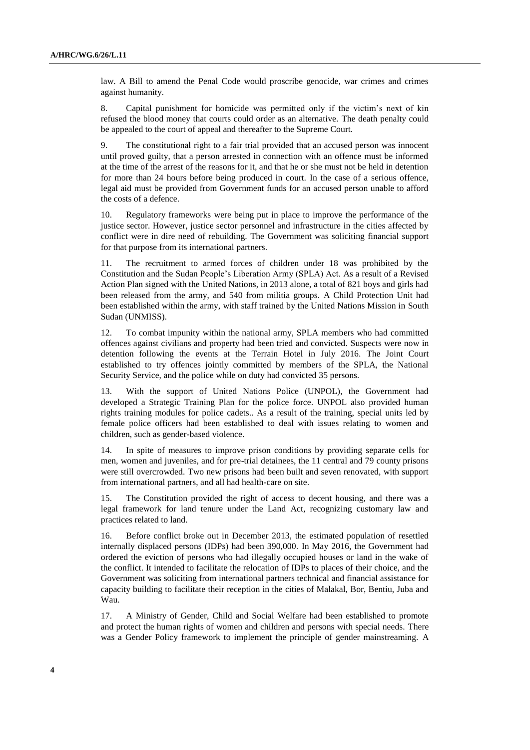law. A Bill to amend the Penal Code would proscribe genocide, war crimes and crimes against humanity.

8. Capital punishment for homicide was permitted only if the victim's next of kin refused the blood money that courts could order as an alternative. The death penalty could be appealed to the court of appeal and thereafter to the Supreme Court.

9. The constitutional right to a fair trial provided that an accused person was innocent until proved guilty, that a person arrested in connection with an offence must be informed at the time of the arrest of the reasons for it, and that he or she must not be held in detention for more than 24 hours before being produced in court. In the case of a serious offence, legal aid must be provided from Government funds for an accused person unable to afford the costs of a defence.

10. Regulatory frameworks were being put in place to improve the performance of the justice sector. However, justice sector personnel and infrastructure in the cities affected by conflict were in dire need of rebuilding. The Government was soliciting financial support for that purpose from its international partners.

11. The recruitment to armed forces of children under 18 was prohibited by the Constitution and the Sudan People's Liberation Army (SPLA) Act. As a result of a Revised Action Plan signed with the United Nations, in 2013 alone, a total of 821 boys and girls had been released from the army, and 540 from militia groups. A Child Protection Unit had been established within the army, with staff trained by the United Nations Mission in South Sudan (UNMISS).

12. To combat impunity within the national army, SPLA members who had committed offences against civilians and property had been tried and convicted. Suspects were now in detention following the events at the Terrain Hotel in July 2016. The Joint Court established to try offences jointly committed by members of the SPLA, the National Security Service, and the police while on duty had convicted 35 persons.

13. With the support of United Nations Police (UNPOL), the Government had developed a Strategic Training Plan for the police force. UNPOL also provided human rights training modules for police cadets.. As a result of the training, special units led by female police officers had been established to deal with issues relating to women and children, such as gender-based violence.

14. In spite of measures to improve prison conditions by providing separate cells for men, women and juveniles, and for pre-trial detainees, the 11 central and 79 county prisons were still overcrowded. Two new prisons had been built and seven renovated, with support from international partners, and all had health-care on site.

15. The Constitution provided the right of access to decent housing, and there was a legal framework for land tenure under the Land Act, recognizing customary law and practices related to land.

16. Before conflict broke out in December 2013, the estimated population of resettled internally displaced persons (IDPs) had been 390,000. In May 2016, the Government had ordered the eviction of persons who had illegally occupied houses or land in the wake of the conflict. It intended to facilitate the relocation of IDPs to places of their choice, and the Government was soliciting from international partners technical and financial assistance for capacity building to facilitate their reception in the cities of Malakal, Bor, Bentiu, Juba and Wau.

17. A Ministry of Gender, Child and Social Welfare had been established to promote and protect the human rights of women and children and persons with special needs. There was a Gender Policy framework to implement the principle of gender mainstreaming. A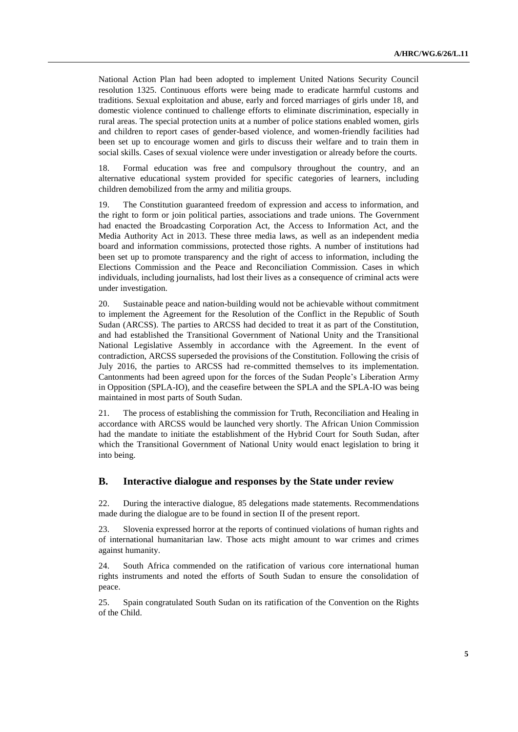National Action Plan had been adopted to implement United Nations Security Council resolution 1325. Continuous efforts were being made to eradicate harmful customs and traditions. Sexual exploitation and abuse, early and forced marriages of girls under 18, and domestic violence continued to challenge efforts to eliminate discrimination, especially in rural areas. The special protection units at a number of police stations enabled women, girls and children to report cases of gender-based violence, and women-friendly facilities had been set up to encourage women and girls to discuss their welfare and to train them in social skills. Cases of sexual violence were under investigation or already before the courts.

18. Formal education was free and compulsory throughout the country, and an alternative educational system provided for specific categories of learners, including children demobilized from the army and militia groups.

19. The Constitution guaranteed freedom of expression and access to information, and the right to form or join political parties, associations and trade unions. The Government had enacted the Broadcasting Corporation Act, the Access to Information Act, and the Media Authority Act in 2013. These three media laws, as well as an independent media board and information commissions, protected those rights. A number of institutions had been set up to promote transparency and the right of access to information, including the Elections Commission and the Peace and Reconciliation Commission. Cases in which individuals, including journalists, had lost their lives as a consequence of criminal acts were under investigation.

20. Sustainable peace and nation-building would not be achievable without commitment to implement the Agreement for the Resolution of the Conflict in the Republic of South Sudan (ARCSS). The parties to ARCSS had decided to treat it as part of the Constitution, and had established the Transitional Government of National Unity and the Transitional National Legislative Assembly in accordance with the Agreement. In the event of contradiction, ARCSS superseded the provisions of the Constitution. Following the crisis of July 2016, the parties to ARCSS had re-committed themselves to its implementation. Cantonments had been agreed upon for the forces of the Sudan People's Liberation Army in Opposition (SPLA-IO), and the ceasefire between the SPLA and the SPLA-IO was being maintained in most parts of South Sudan.

21. The process of establishing the commission for Truth, Reconciliation and Healing in accordance with ARCSS would be launched very shortly. The African Union Commission had the mandate to initiate the establishment of the Hybrid Court for South Sudan, after which the Transitional Government of National Unity would enact legislation to bring it into being.

## B. Interactive dialogue and responses by the State under review

22. During the interactive dialogue, 85 delegations made statements. Recommendations made during the dialogue are to be found in section II of the present report.

23. Slovenia expressed horror at the reports of continued violations of human rights and of international humanitarian law. Those acts might amount to war crimes and crimes against humanity.

24. South Africa commended on the ratification of various core international human rights instruments and noted the efforts of South Sudan to ensure the consolidation of peace.

25. Spain congratulated South Sudan on its ratification of the Convention on the Rights of the Child.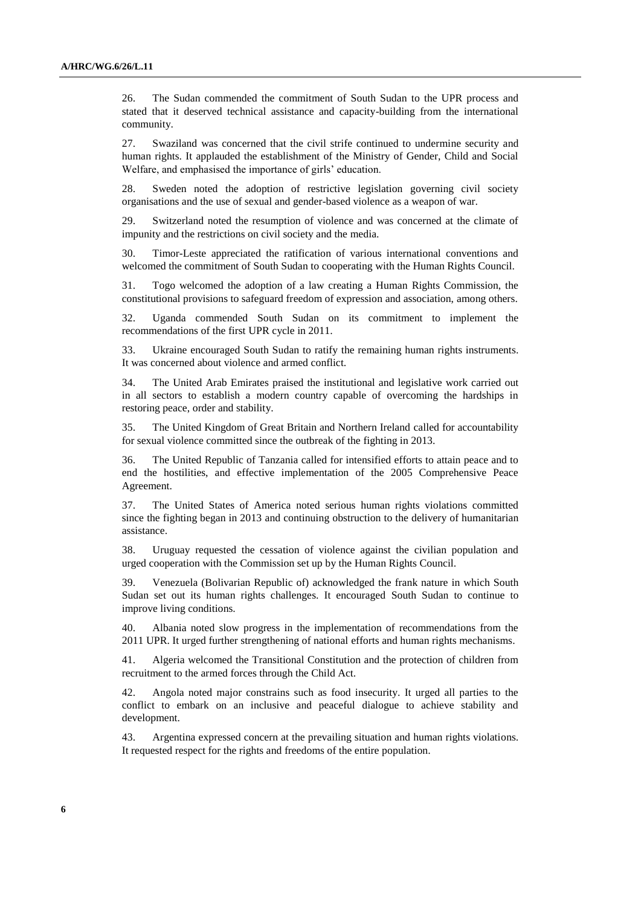26. The Sudan commended the commitment of South Sudan to the UPR process and stated that it deserved technical assistance and capacity-building from the international community.

27. Swaziland was concerned that the civil strife continued to undermine security and human rights. It applauded the establishment of the Ministry of Gender, Child and Social Welfare, and emphasised the importance of girls' education.

28. Sweden noted the adoption of restrictive legislation governing civil society organisations and the use of sexual and gender-based violence as a weapon of war.

29. Switzerland noted the resumption of violence and was concerned at the climate of impunity and the restrictions on civil society and the media.

30. Timor-Leste appreciated the ratification of various international conventions and welcomed the commitment of South Sudan to cooperating with the Human Rights Council.

31. Togo welcomed the adoption of a law creating a Human Rights Commission, the constitutional provisions to safeguard freedom of expression and association, among others.

32. Uganda commended South Sudan on its commitment to implement the recommendations of the first UPR cycle in 2011.

33. Ukraine encouraged South Sudan to ratify the remaining human rights instruments. It was concerned about violence and armed conflict.

34. The United Arab Emirates praised the institutional and legislative work carried out in all sectors to establish a modern country capable of overcoming the hardships in restoring peace, order and stability.

35. The United Kingdom of Great Britain and Northern Ireland called for accountability for sexual violence committed since the outbreak of the fighting in 2013.

36. The United Republic of Tanzania called for intensified efforts to attain peace and to end the hostilities, and effective implementation of the 2005 Comprehensive Peace Agreement.

37. The United States of America noted serious human rights violations committed since the fighting began in 2013 and continuing obstruction to the delivery of humanitarian assistance.

38. Uruguay requested the cessation of violence against the civilian population and urged cooperation with the Commission set up by the Human Rights Council.

39. Venezuela (Bolivarian Republic of) acknowledged the frank nature in which South Sudan set out its human rights challenges. It encouraged South Sudan to continue to improve living conditions.

40. Albania noted slow progress in the implementation of recommendations from the 2011 UPR. It urged further strengthening of national efforts and human rights mechanisms.

41. Algeria welcomed the Transitional Constitution and the protection of children from recruitment to the armed forces through the Child Act.

42. Angola noted major constrains such as food insecurity. It urged all parties to the conflict to embark on an inclusive and peaceful dialogue to achieve stability and development.

43. Argentina expressed concern at the prevailing situation and human rights violations. It requested respect for the rights and freedoms of the entire population.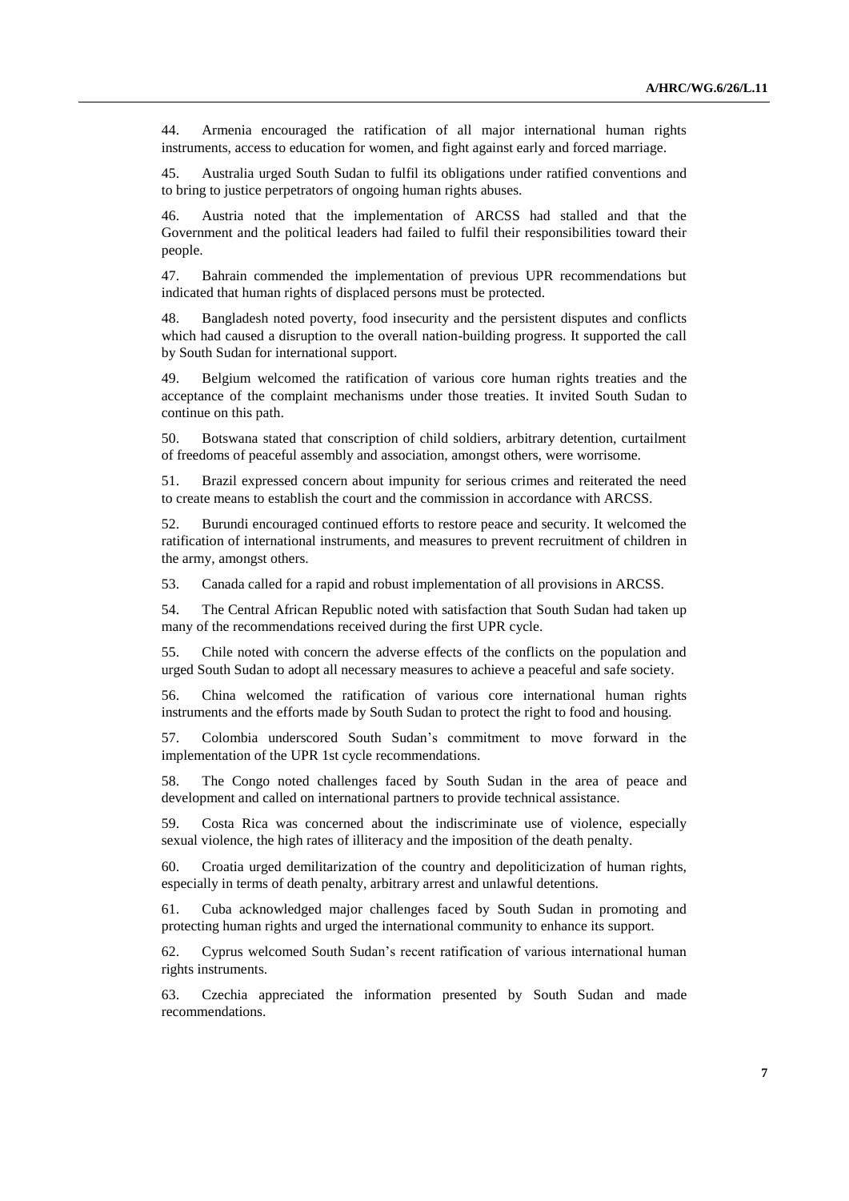44. Armenia encouraged the ratification of all major international human rights instruments, access to education for women, and fight against early and forced marriage.

45. Australia urged South Sudan to fulfil its obligations under ratified conventions and to bring to justice perpetrators of ongoing human rights abuses.

46. Austria noted that the implementation of ARCSS had stalled and that the Government and the political leaders had failed to fulfil their responsibilities toward their people.

47. Bahrain commended the implementation of previous UPR recommendations but indicated that human rights of displaced persons must be protected.

48. Bangladesh noted poverty, food insecurity and the persistent disputes and conflicts which had caused a disruption to the overall nation-building progress. It supported the call by South Sudan for international support.

49. Belgium welcomed the ratification of various core human rights treaties and the acceptance of the complaint mechanisms under those treaties. It invited South Sudan to continue on this path.

50. Botswana stated that conscription of child soldiers, arbitrary detention, curtailment of freedoms of peaceful assembly and association, amongst others, were worrisome.

51. Brazil expressed concern about impunity for serious crimes and reiterated the need to create means to establish the court and the commission in accordance with ARCSS.

52. Burundi encouraged continued efforts to restore peace and security. It welcomed the ratification of international instruments, and measures to prevent recruitment of children in the army, amongst others.

53. Canada called for a rapid and robust implementation of all provisions in ARCSS.

54. The Central African Republic noted with satisfaction that South Sudan had taken up many of the recommendations received during the first UPR cycle.

55. Chile noted with concern the adverse effects of the conflicts on the population and urged South Sudan to adopt all necessary measures to achieve a peaceful and safe society.

56. China welcomed the ratification of various core international human rights instruments and the efforts made by South Sudan to protect the right to food and housing.

57. Colombia underscored South Sudan's commitment to move forward in the implementation of the UPR 1st cycle recommendations.

58. The Congo noted challenges faced by South Sudan in the area of peace and development and called on international partners to provide technical assistance.

59. Costa Rica was concerned about the indiscriminate use of violence, especially sexual violence, the high rates of illiteracy and the imposition of the death penalty.

60. Croatia urged demilitarization of the country and depoliticization of human rights, especially in terms of death penalty, arbitrary arrest and unlawful detentions.

61. Cuba acknowledged major challenges faced by South Sudan in promoting and protecting human rights and urged the international community to enhance its support.

62. Cyprus welcomed South Sudan's recent ratification of various international human rights instruments.

63. Czechia appreciated the information presented by South Sudan and made recommendations.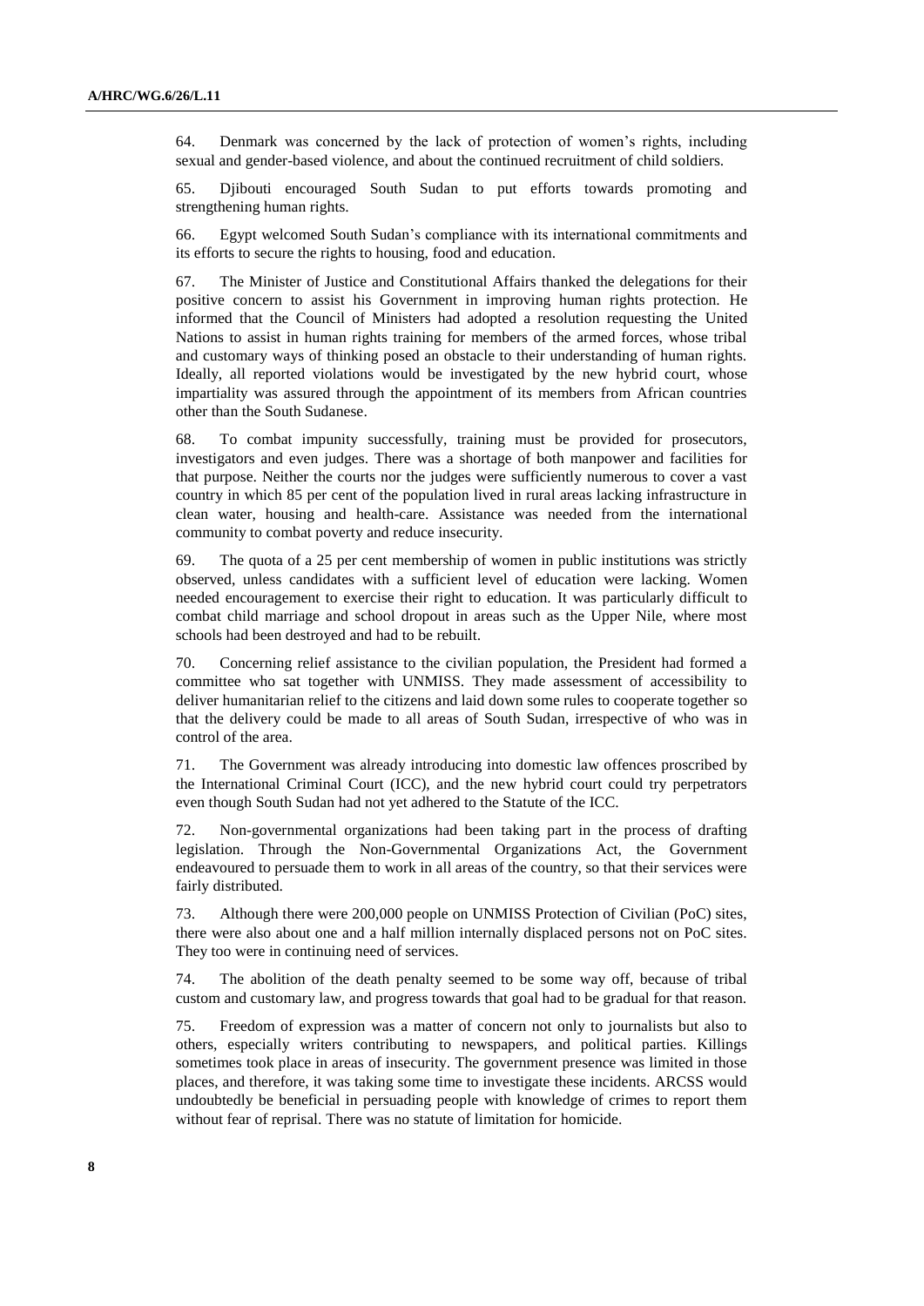64. Denmark was concerned by the lack of protection of women's rights, including sexual and gender-based violence, and about the continued recruitment of child soldiers.

65. Djibouti encouraged South Sudan to put efforts towards promoting and strengthening human rights.

66. Egypt welcomed South Sudan's compliance with its international commitments and its efforts to secure the rights to housing, food and education.

67. The Minister of Justice and Constitutional Affairs thanked the delegations for their positive concern to assist his Government in improving human rights protection. He informed that the Council of Ministers had adopted a resolution requesting the United Nations to assist in human rights training for members of the armed forces, whose tribal and customary ways of thinking posed an obstacle to their understanding of human rights. Ideally, all reported violations would be investigated by the new hybrid court, whose impartiality was assured through the appointment of its members from African countries other than the South Sudanese.

68. To combat impunity successfully, training must be provided for prosecutors, investigators and even judges. There was a shortage of both manpower and facilities for that purpose. Neither the courts nor the judges were sufficiently numerous to cover a vast country in which 85 per cent of the population lived in rural areas lacking infrastructure in clean water, housing and health-care. Assistance was needed from the international community to combat poverty and reduce insecurity.

69. The quota of a 25 per cent membership of women in public institutions was strictly observed, unless candidates with a sufficient level of education were lacking. Women needed encouragement to exercise their right to education. It was particularly difficult to combat child marriage and school dropout in areas such as the Upper Nile, where most schools had been destroyed and had to be rebuilt.

70. Concerning relief assistance to the civilian population, the President had formed a committee who sat together with UNMISS. They made assessment of accessibility to deliver humanitarian relief to the citizens and laid down some rules to cooperate together so that the delivery could be made to all areas of South Sudan, irrespective of who was in control of the area.

71. The Government was already introducing into domestic law offences proscribed by the International Criminal Court (ICC), and the new hybrid court could try perpetrators even though South Sudan had not yet adhered to the Statute of the ICC.

72. Non-governmental organizations had been taking part in the process of drafting legislation. Through the Non-Governmental Organizations Act, the Government endeavoured to persuade them to work in all areas of the country, so that their services were fairly distributed.

73. Although there were 200,000 people on UNMISS Protection of Civilian (PoC) sites, there were also about one and a half million internally displaced persons not on PoC sites. They too were in continuing need of services.

74. The abolition of the death penalty seemed to be some way off, because of tribal custom and customary law, and progress towards that goal had to be gradual for that reason.

75. Freedom of expression was a matter of concern not only to journalists but also to others, especially writers contributing to newspapers, and political parties. Killings sometimes took place in areas of insecurity. The government presence was limited in those places, and therefore, it was taking some time to investigate these incidents. ARCSS would undoubtedly be beneficial in persuading people with knowledge of crimes to report them without fear of reprisal. There was no statute of limitation for homicide.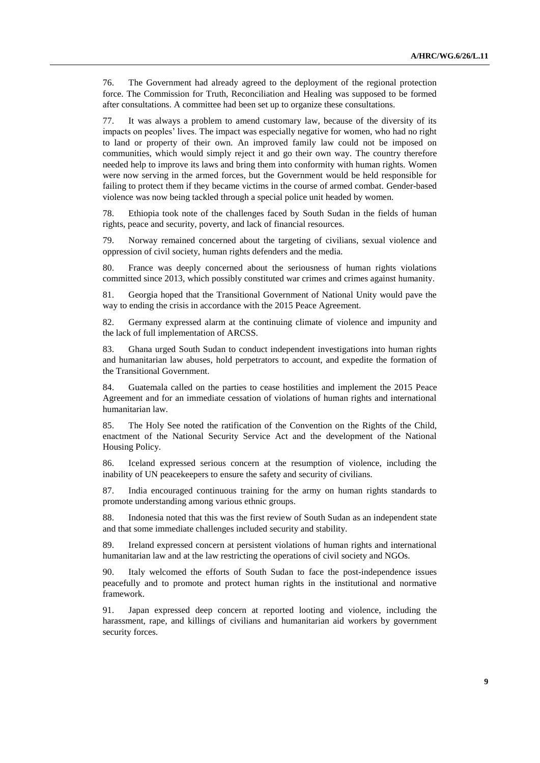76. The Government had already agreed to the deployment of the regional protection force. The Commission for Truth, Reconciliation and Healing was supposed to be formed after consultations. A committee had been set up to organize these consultations.

77. It was always a problem to amend customary law, because of the diversity of its impacts on peoples' lives. The impact was especially negative for women, who had no right to land or property of their own. An improved family law could not be imposed on communities, which would simply reject it and go their own way. The country therefore needed help to improve its laws and bring them into conformity with human rights. Women were now serving in the armed forces, but the Government would be held responsible for failing to protect them if they became victims in the course of armed combat. Gender-based violence was now being tackled through a special police unit headed by women.

78. Ethiopia took note of the challenges faced by South Sudan in the fields of human rights, peace and security, poverty, and lack of financial resources.

79. Norway remained concerned about the targeting of civilians, sexual violence and oppression of civil society, human rights defenders and the media.

80. France was deeply concerned about the seriousness of human rights violations committed since 2013, which possibly constituted war crimes and crimes against humanity.

81. Georgia hoped that the Transitional Government of National Unity would pave the way to ending the crisis in accordance with the 2015 Peace Agreement.

82. Germany expressed alarm at the continuing climate of violence and impunity and the lack of full implementation of ARCSS.

83. Ghana urged South Sudan to conduct independent investigations into human rights and humanitarian law abuses, hold perpetrators to account, and expedite the formation of the Transitional Government.

84. Guatemala called on the parties to cease hostilities and implement the 2015 Peace Agreement and for an immediate cessation of violations of human rights and international humanitarian law.

85. The Holy See noted the ratification of the Convention on the Rights of the Child, enactment of the National Security Service Act and the development of the National Housing Policy.

86. Iceland expressed serious concern at the resumption of violence, including the inability of UN peacekeepers to ensure the safety and security of civilians.

87. India encouraged continuous training for the army on human rights standards to promote understanding among various ethnic groups.

88. Indonesia noted that this was the first review of South Sudan as an independent state and that some immediate challenges included security and stability.

89. Ireland expressed concern at persistent violations of human rights and international humanitarian law and at the law restricting the operations of civil society and NGOs.

90. Italy welcomed the efforts of South Sudan to face the post-independence issues peacefully and to promote and protect human rights in the institutional and normative framework.

91. Japan expressed deep concern at reported looting and violence, including the harassment, rape, and killings of civilians and humanitarian aid workers by government security forces.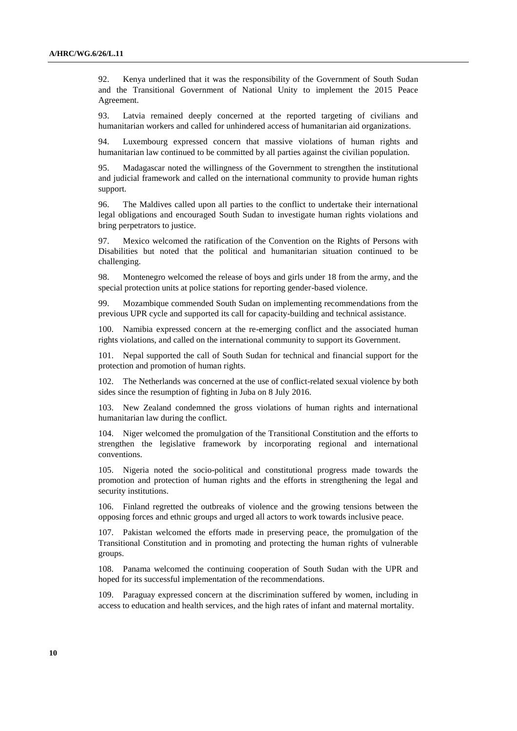92. Kenya underlined that it was the responsibility of the Government of South Sudan and the Transitional Government of National Unity to implement the 2015 Peace Agreement.

93. Latvia remained deeply concerned at the reported targeting of civilians and humanitarian workers and called for unhindered access of humanitarian aid organizations.

94. Luxembourg expressed concern that massive violations of human rights and humanitarian law continued to be committed by all parties against the civilian population.

95. Madagascar noted the willingness of the Government to strengthen the institutional and judicial framework and called on the international community to provide human rights support.

96. The Maldives called upon all parties to the conflict to undertake their international legal obligations and encouraged South Sudan to investigate human rights violations and bring perpetrators to justice.

97. Mexico welcomed the ratification of the Convention on the Rights of Persons with Disabilities but noted that the political and humanitarian situation continued to be challenging.

98. Montenegro welcomed the release of boys and girls under 18 from the army, and the special protection units at police stations for reporting gender-based violence.

99. Mozambique commended South Sudan on implementing recommendations from the previous UPR cycle and supported its call for capacity-building and technical assistance.

100. Namibia expressed concern at the re-emerging conflict and the associated human rights violations, and called on the international community to support its Government.

101. Nepal supported the call of South Sudan for technical and financial support for the protection and promotion of human rights.

102. The Netherlands was concerned at the use of conflict-related sexual violence by both sides since the resumption of fighting in Juba on 8 July 2016.

103. New Zealand condemned the gross violations of human rights and international humanitarian law during the conflict.

104. Niger welcomed the promulgation of the Transitional Constitution and the efforts to strengthen the legislative framework by incorporating regional and international conventions.

105. Nigeria noted the socio-political and constitutional progress made towards the promotion and protection of human rights and the efforts in strengthening the legal and security institutions.

106. Finland regretted the outbreaks of violence and the growing tensions between the opposing forces and ethnic groups and urged all actors to work towards inclusive peace.

107. Pakistan welcomed the efforts made in preserving peace, the promulgation of the Transitional Constitution and in promoting and protecting the human rights of vulnerable groups.

108. Panama welcomed the continuing cooperation of South Sudan with the UPR and hoped for its successful implementation of the recommendations.

109. Paraguay expressed concern at the discrimination suffered by women, including in access to education and health services, and the high rates of infant and maternal mortality.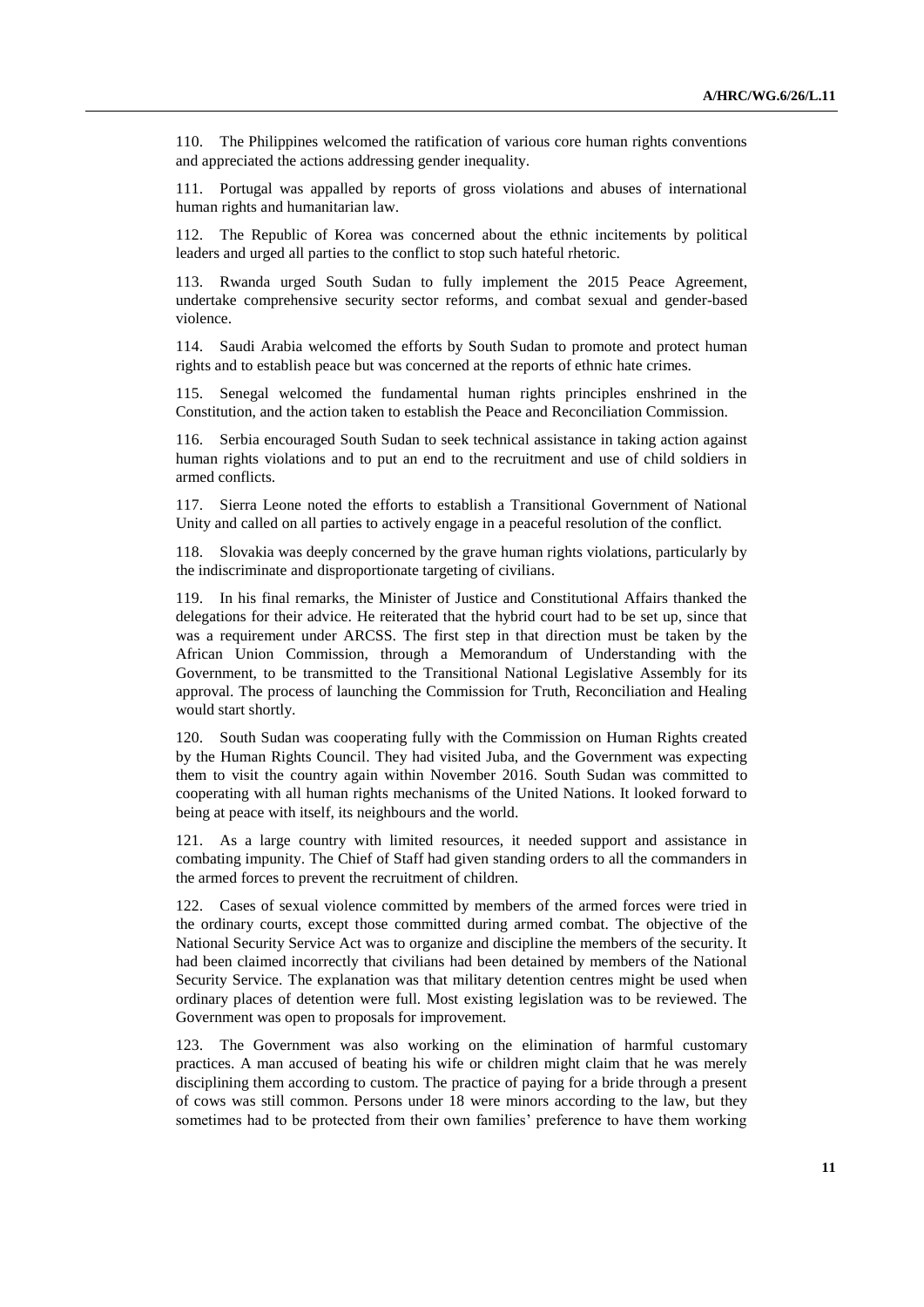110. The Philippines welcomed the ratification of various core human rights conventions and appreciated the actions addressing gender inequality.

111. Portugal was appalled by reports of gross violations and abuses of international human rights and humanitarian law.

112. The Republic of Korea was concerned about the ethnic incitements by political leaders and urged all parties to the conflict to stop such hateful rhetoric.

113. Rwanda urged South Sudan to fully implement the 2015 Peace Agreement, undertake comprehensive security sector reforms, and combat sexual and gender-based violence.

114. Saudi Arabia welcomed the efforts by South Sudan to promote and protect human rights and to establish peace but was concerned at the reports of ethnic hate crimes.

115. Senegal welcomed the fundamental human rights principles enshrined in the Constitution, and the action taken to establish the Peace and Reconciliation Commission.

116. Serbia encouraged South Sudan to seek technical assistance in taking action against human rights violations and to put an end to the recruitment and use of child soldiers in armed conflicts.

117. Sierra Leone noted the efforts to establish a Transitional Government of National Unity and called on all parties to actively engage in a peaceful resolution of the conflict.

118. Slovakia was deeply concerned by the grave human rights violations, particularly by the indiscriminate and disproportionate targeting of civilians.

119. In his final remarks, the Minister of Justice and Constitutional Affairs thanked the delegations for their advice. He reiterated that the hybrid court had to be set up, since that was a requirement under ARCSS. The first step in that direction must be taken by the African Union Commission, through a Memorandum of Understanding with the Government, to be transmitted to the Transitional National Legislative Assembly for its approval. The process of launching the Commission for Truth, Reconciliation and Healing would start shortly.

120. South Sudan was cooperating fully with the Commission on Human Rights created by the Human Rights Council. They had visited Juba, and the Government was expecting them to visit the country again within November 2016. South Sudan was committed to cooperating with all human rights mechanisms of the United Nations. It looked forward to being at peace with itself, its neighbours and the world.

121. As a large country with limited resources, it needed support and assistance in combating impunity. The Chief of Staff had given standing orders to all the commanders in the armed forces to prevent the recruitment of children.

122. Cases of sexual violence committed by members of the armed forces were tried in the ordinary courts, except those committed during armed combat. The objective of the National Security Service Act was to organize and discipline the members of the security. It had been claimed incorrectly that civilians had been detained by members of the National Security Service. The explanation was that military detention centres might be used when ordinary places of detention were full. Most existing legislation was to be reviewed. The Government was open to proposals for improvement.

123. The Government was also working on the elimination of harmful customary practices. A man accused of beating his wife or children might claim that he was merely disciplining them according to custom. The practice of paying for a bride through a present of cows was still common. Persons under 18 were minors according to the law, but they sometimes had to be protected from their own families' preference to have them working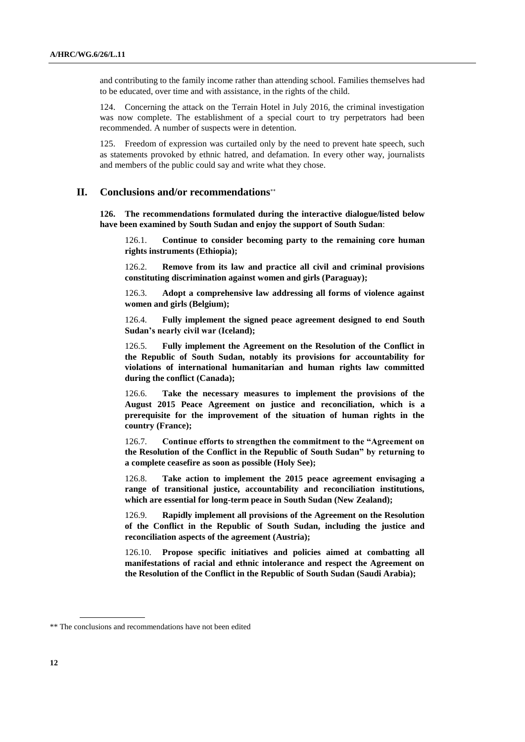and contributing to the family income rather than attending school. Families themselves had to be educated, over time and with assistance, in the rights of the child.

124. Concerning the attack on the Terrain Hotel in July 2016, the criminal investigation was now complete. The establishment of a special court to try perpetrators had been recommended. A number of suspects were in detention.

125. Freedom of expression was curtailed only by the need to prevent hate speech, such as statements provoked by ethnic hatred, and defamation. In every other way, journalists and members of the public could say and write what they chose.

## II. Conclusions and/or recommendations**

**126. The recommendations formulated during the interactive dialogue/listed below have been examined by South Sudan and enjoy the support of South Sudan**:

126.1. **Continue to consider becoming party to the remaining core human rights instruments (Ethiopia);**

126.2. **Remove from its law and practice all civil and criminal provisions constituting discrimination against women and girls (Paraguay);**

126.3. **Adopt a comprehensive law addressing all forms of violence against women and girls (Belgium);**

126.4. **Fully implement the signed peace agreement designed to end South Sudan's nearly civil war (Iceland);**

126.5. **Fully implement the Agreement on the Resolution of the Conflict in the Republic of South Sudan, notably its provisions for accountability for violations of international humanitarian and human rights law committed during the conflict (Canada);**

126.6. **Take the necessary measures to implement the provisions of the August 2015 Peace Agreement on justice and reconciliation, which is a prerequisite for the improvement of the situation of human rights in the country (France);**

126.7. **Continue efforts to strengthen the commitment to the "Agreement on the Resolution of the Conflict in the Republic of South Sudan" by returning to a complete ceasefire as soon as possible (Holy See);**

126.8. **Take action to implement the 2015 peace agreement envisaging a range of transitional justice, accountability and reconciliation institutions, which are essential for long-term peace in South Sudan (New Zealand);**

126.9. **Rapidly implement all provisions of the Agreement on the Resolution of the Conflict in the Republic of South Sudan, including the justice and reconciliation aspects of the agreement (Austria);**

126.10. **Propose specific initiatives and policies aimed at combatting all manifestations of racial and ethnic intolerance and respect the Agreement on the Resolution of the Conflict in the Republic of South Sudan (Saudi Arabia);**

** The conclusions and recommendations have not been edited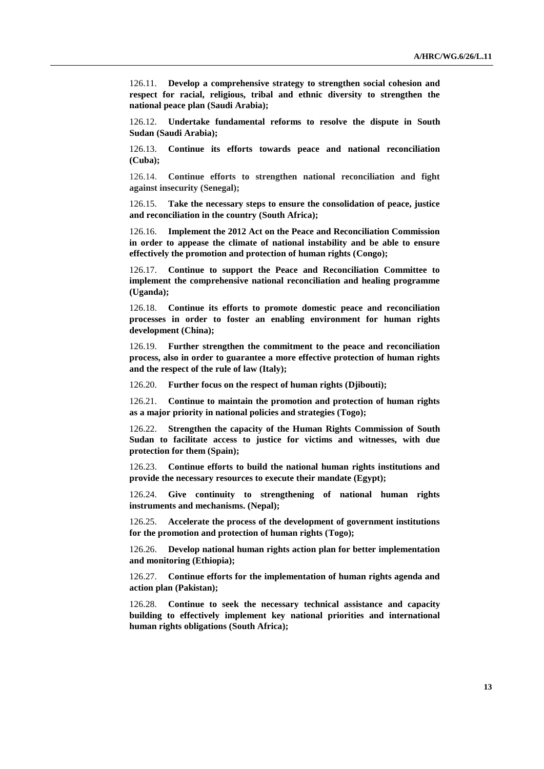126.11. **Develop a comprehensive strategy to strengthen social cohesion and respect for racial, religious, tribal and ethnic diversity to strengthen the national peace plan (Saudi Arabia);**

126.12. **Undertake fundamental reforms to resolve the dispute in South Sudan (Saudi Arabia);**

126.13. **Continue its efforts towards peace and national reconciliation (Cuba);**

126.14. **Continue efforts to strengthen national reconciliation and fight against insecurity (Senegal);**

126.15. **Take the necessary steps to ensure the consolidation of peace, justice and reconciliation in the country (South Africa);**

126.16. **Implement the 2012 Act on the Peace and Reconciliation Commission in order to appease the climate of national instability and be able to ensure effectively the promotion and protection of human rights (Congo);**

126.17. **Continue to support the Peace and Reconciliation Committee to implement the comprehensive national reconciliation and healing programme (Uganda);**

126.18. **Continue its efforts to promote domestic peace and reconciliation processes in order to foster an enabling environment for human rights development (China);**

126.19. **Further strengthen the commitment to the peace and reconciliation process, also in order to guarantee a more effective protection of human rights and the respect of the rule of law (Italy);**

126.20. **Further focus on the respect of human rights (Djibouti);**

126.21. **Continue to maintain the promotion and protection of human rights as a major priority in national policies and strategies (Togo);**

126.22. **Strengthen the capacity of the Human Rights Commission of South Sudan to facilitate access to justice for victims and witnesses, with due protection for them (Spain);**

126.23. **Continue efforts to build the national human rights institutions and provide the necessary resources to execute their mandate (Egypt);**

126.24. **Give continuity to strengthening of national human rights instruments and mechanisms. (Nepal);**

126.25. **Accelerate the process of the development of government institutions for the promotion and protection of human rights (Togo);**

126.26. **Develop national human rights action plan for better implementation and monitoring (Ethiopia);**

126.27. **Continue efforts for the implementation of human rights agenda and action plan (Pakistan);**

126.28. **Continue to seek the necessary technical assistance and capacity building to effectively implement key national priorities and international human rights obligations (South Africa);**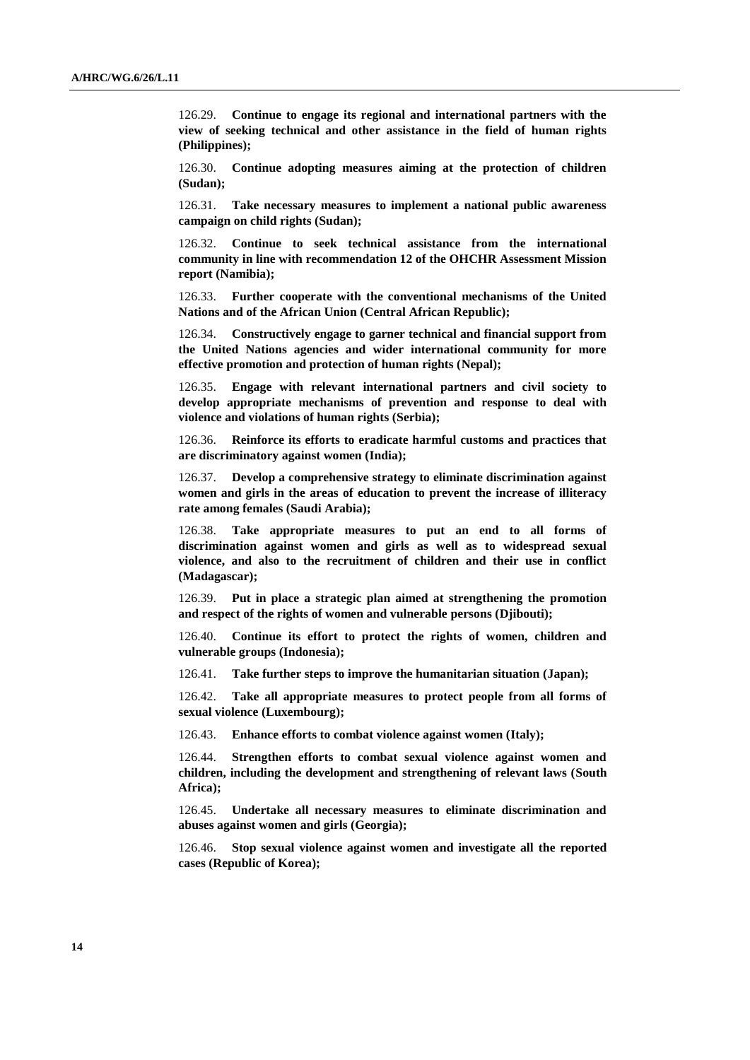126.29. **Continue to engage its regional and international partners with the view of seeking technical and other assistance in the field of human rights (Philippines);**

126.30. **Continue adopting measures aiming at the protection of children (Sudan);**

126.31. **Take necessary measures to implement a national public awareness campaign on child rights (Sudan);**

126.32. **Continue to seek technical assistance from the international community in line with recommendation 12 of the OHCHR Assessment Mission report (Namibia);**

126.33. **Further cooperate with the conventional mechanisms of the United Nations and of the African Union (Central African Republic);**

126.34. **Constructively engage to garner technical and financial support from the United Nations agencies and wider international community for more effective promotion and protection of human rights (Nepal);**

126.35. **Engage with relevant international partners and civil society to develop appropriate mechanisms of prevention and response to deal with violence and violations of human rights (Serbia);**

126.36. **Reinforce its efforts to eradicate harmful customs and practices that are discriminatory against women (India);**

126.37. **Develop a comprehensive strategy to eliminate discrimination against women and girls in the areas of education to prevent the increase of illiteracy rate among females (Saudi Arabia);**

126.38. **Take appropriate measures to put an end to all forms of discrimination against women and girls as well as to widespread sexual violence, and also to the recruitment of children and their use in conflict (Madagascar);**

126.39. **Put in place a strategic plan aimed at strengthening the promotion and respect of the rights of women and vulnerable persons (Djibouti);**

126.40. **Continue its effort to protect the rights of women, children and vulnerable groups (Indonesia);**

126.41. **Take further steps to improve the humanitarian situation (Japan);**

126.42. **Take all appropriate measures to protect people from all forms of sexual violence (Luxembourg);**

126.43. **Enhance efforts to combat violence against women (Italy);**

126.44. **Strengthen efforts to combat sexual violence against women and children, including the development and strengthening of relevant laws (South Africa);**

126.45. **Undertake all necessary measures to eliminate discrimination and abuses against women and girls (Georgia);**

126.46. **Stop sexual violence against women and investigate all the reported cases (Republic of Korea);**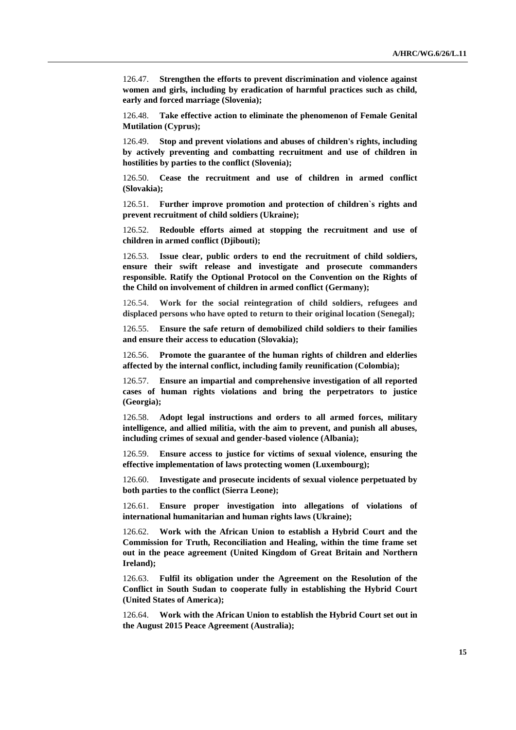126.47. **Strengthen the efforts to prevent discrimination and violence against women and girls, including by eradication of harmful practices such as child, early and forced marriage (Slovenia);**

126.48. **Take effective action to eliminate the phenomenon of Female Genital Mutilation (Cyprus);**

126.49. **Stop and prevent violations and abuses of children's rights, including by actively preventing and combatting recruitment and use of children in hostilities by parties to the conflict (Slovenia);**

126.50. **Cease the recruitment and use of children in armed conflict (Slovakia);**

126.51. **Further improve promotion and protection of children`s rights and prevent recruitment of child soldiers (Ukraine);**

126.52. **Redouble efforts aimed at stopping the recruitment and use of children in armed conflict (Djibouti);**

126.53. **Issue clear, public orders to end the recruitment of child soldiers, ensure their swift release and investigate and prosecute commanders responsible. Ratify the Optional Protocol on the Convention on the Rights of the Child on involvement of children in armed conflict (Germany);**

126.54. **Work for the social reintegration of child soldiers, refugees and displaced persons who have opted to return to their original location (Senegal);**

126.55. **Ensure the safe return of demobilized child soldiers to their families and ensure their access to education (Slovakia);**

126.56. **Promote the guarantee of the human rights of children and elderlies affected by the internal conflict, including family reunification (Colombia);**

126.57. **Ensure an impartial and comprehensive investigation of all reported cases of human rights violations and bring the perpetrators to justice (Georgia);**

126.58. **Adopt legal instructions and orders to all armed forces, military intelligence, and allied militia, with the aim to prevent, and punish all abuses, including crimes of sexual and gender-based violence (Albania);**

126.59. **Ensure access to justice for victims of sexual violence, ensuring the effective implementation of laws protecting women (Luxembourg);**

126.60. **Investigate and prosecute incidents of sexual violence perpetuated by both parties to the conflict (Sierra Leone);**

126.61. **Ensure proper investigation into allegations of violations of international humanitarian and human rights laws (Ukraine);**

126.62. **Work with the African Union to establish a Hybrid Court and the Commission for Truth, Reconciliation and Healing, within the time frame set out in the peace agreement (United Kingdom of Great Britain and Northern Ireland);**

126.63. **Fulfil its obligation under the Agreement on the Resolution of the Conflict in South Sudan to cooperate fully in establishing the Hybrid Court (United States of America);**

126.64. **Work with the African Union to establish the Hybrid Court set out in the August 2015 Peace Agreement (Australia);**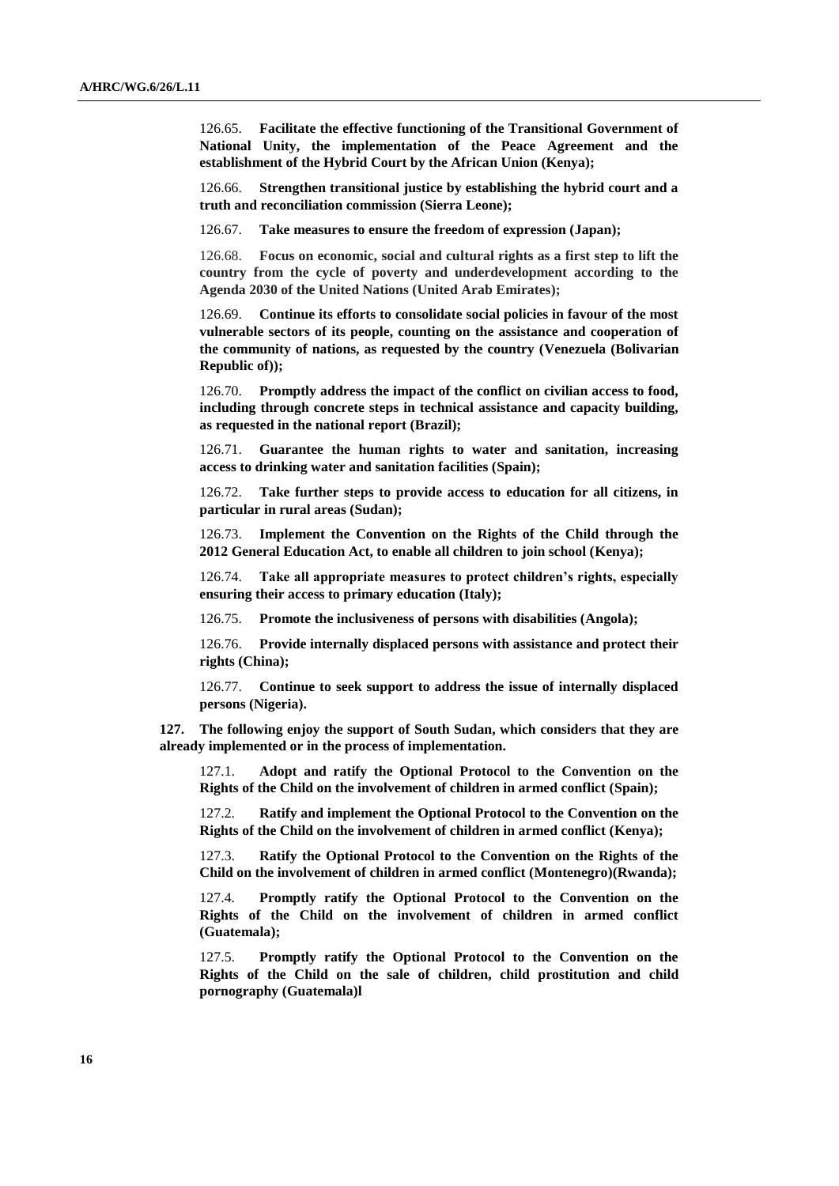126.65. **Facilitate the effective functioning of the Transitional Government of National Unity, the implementation of the Peace Agreement and the establishment of the Hybrid Court by the African Union (Kenya);**

126.66. **Strengthen transitional justice by establishing the hybrid court and a truth and reconciliation commission (Sierra Leone);**

126.67. **Take measures to ensure the freedom of expression (Japan);**

126.68. **Focus on economic, social and cultural rights as a first step to lift the country from the cycle of poverty and underdevelopment according to the Agenda 2030 of the United Nations (United Arab Emirates);**

126.69. **Continue its efforts to consolidate social policies in favour of the most vulnerable sectors of its people, counting on the assistance and cooperation of the community of nations, as requested by the country (Venezuela (Bolivarian Republic of));**

126.70. **Promptly address the impact of the conflict on civilian access to food, including through concrete steps in technical assistance and capacity building, as requested in the national report (Brazil);**

126.71. **Guarantee the human rights to water and sanitation, increasing access to drinking water and sanitation facilities (Spain);**

126.72. **Take further steps to provide access to education for all citizens, in particular in rural areas (Sudan);**

126.73. **Implement the Convention on the Rights of the Child through the 2012 General Education Act, to enable all children to join school (Kenya);**

126.74. **Take all appropriate measures to protect children's rights, especially ensuring their access to primary education (Italy);**

126.75. **Promote the inclusiveness of persons with disabilities (Angola);**

126.76. **Provide internally displaced persons with assistance and protect their rights (China);**

126.77. **Continue to seek support to address the issue of internally displaced persons (Nigeria).**

**127. The following enjoy the support of South Sudan, which considers that they are already implemented or in the process of implementation.**

127.1. **Adopt and ratify the Optional Protocol to the Convention on the Rights of the Child on the involvement of children in armed conflict (Spain);**

127.2. **Ratify and implement the Optional Protocol to the Convention on the Rights of the Child on the involvement of children in armed conflict (Kenya);**

127.3. **Ratify the Optional Protocol to the Convention on the Rights of the Child on the involvement of children in armed conflict (Montenegro)(Rwanda);**

127.4. **Promptly ratify the Optional Protocol to the Convention on the Rights of the Child on the involvement of children in armed conflict (Guatemala);**

127.5. **Promptly ratify the Optional Protocol to the Convention on the Rights of the Child on the sale of children, child prostitution and child pornography (Guatemala)l**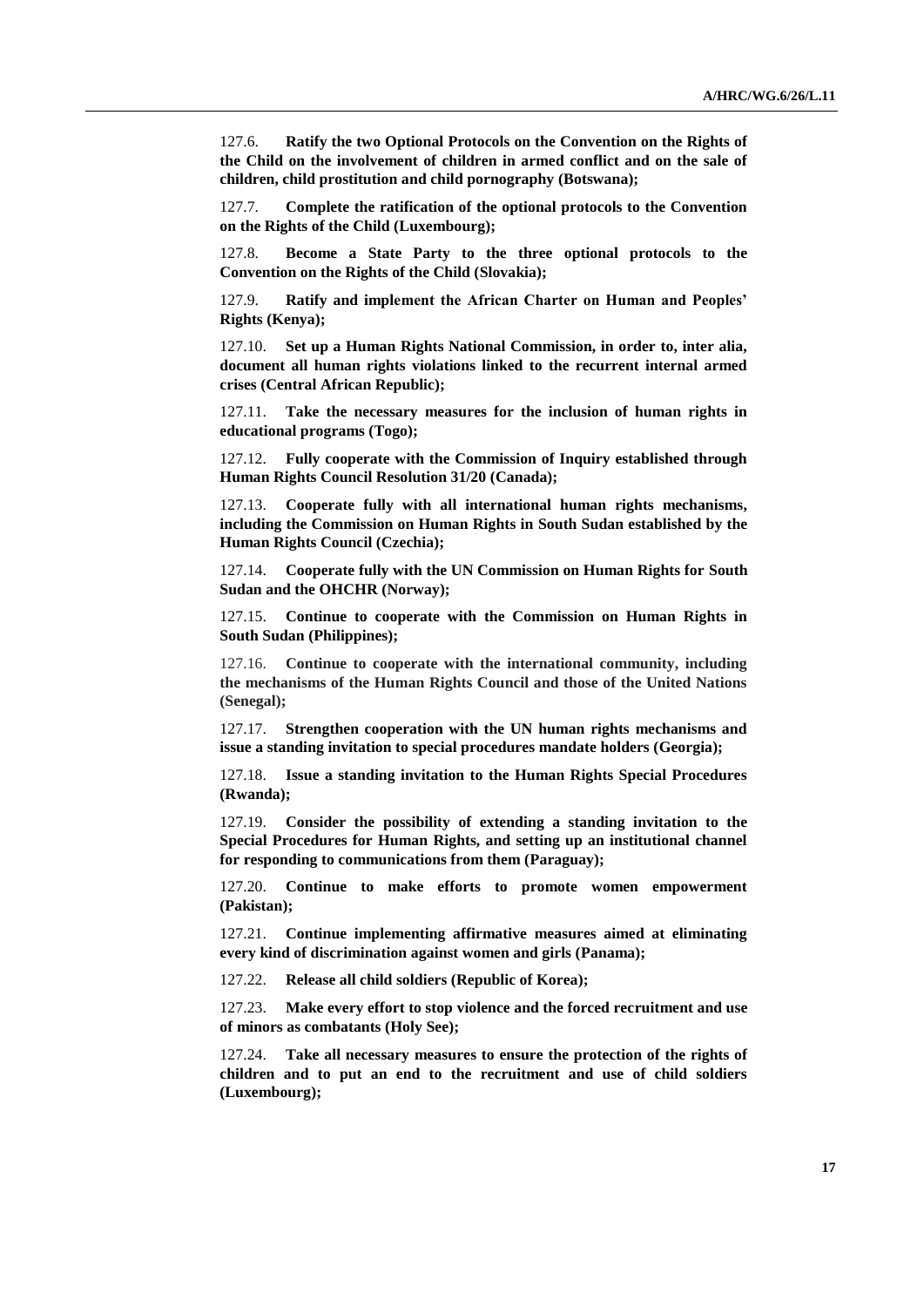127.6. **Ratify the two Optional Protocols on the Convention on the Rights of the Child on the involvement of children in armed conflict and on the sale of children, child prostitution and child pornography (Botswana);**

127.7. **Complete the ratification of the optional protocols to the Convention on the Rights of the Child (Luxembourg);**

127.8. **Become a State Party to the three optional protocols to the Convention on the Rights of the Child (Slovakia);**

127.9. **Ratify and implement the African Charter on Human and Peoples' Rights (Kenya);**

127.10. **Set up a Human Rights National Commission, in order to, inter alia, document all human rights violations linked to the recurrent internal armed crises (Central African Republic);**

127.11. **Take the necessary measures for the inclusion of human rights in educational programs (Togo);**

127.12. **Fully cooperate with the Commission of Inquiry established through Human Rights Council Resolution 31/20 (Canada);**

127.13. **Cooperate fully with all international human rights mechanisms, including the Commission on Human Rights in South Sudan established by the Human Rights Council (Czechia);**

127.14. **Cooperate fully with the UN Commission on Human Rights for South Sudan and the OHCHR (Norway);**

127.15. **Continue to cooperate with the Commission on Human Rights in South Sudan (Philippines);**

127.16. **Continue to cooperate with the international community, including the mechanisms of the Human Rights Council and those of the United Nations (Senegal);**

127.17. **Strengthen cooperation with the UN human rights mechanisms and issue a standing invitation to special procedures mandate holders (Georgia);**

127.18. **Issue a standing invitation to the Human Rights Special Procedures (Rwanda);**

127.19. **Consider the possibility of extending a standing invitation to the Special Procedures for Human Rights, and setting up an institutional channel for responding to communications from them (Paraguay);**

127.20. **Continue to make efforts to promote women empowerment (Pakistan);**

127.21. **Continue implementing affirmative measures aimed at eliminating every kind of discrimination against women and girls (Panama);**

127.22. **Release all child soldiers (Republic of Korea);**

127.23. **Make every effort to stop violence and the forced recruitment and use of minors as combatants (Holy See);**

127.24. **Take all necessary measures to ensure the protection of the rights of children and to put an end to the recruitment and use of child soldiers (Luxembourg);**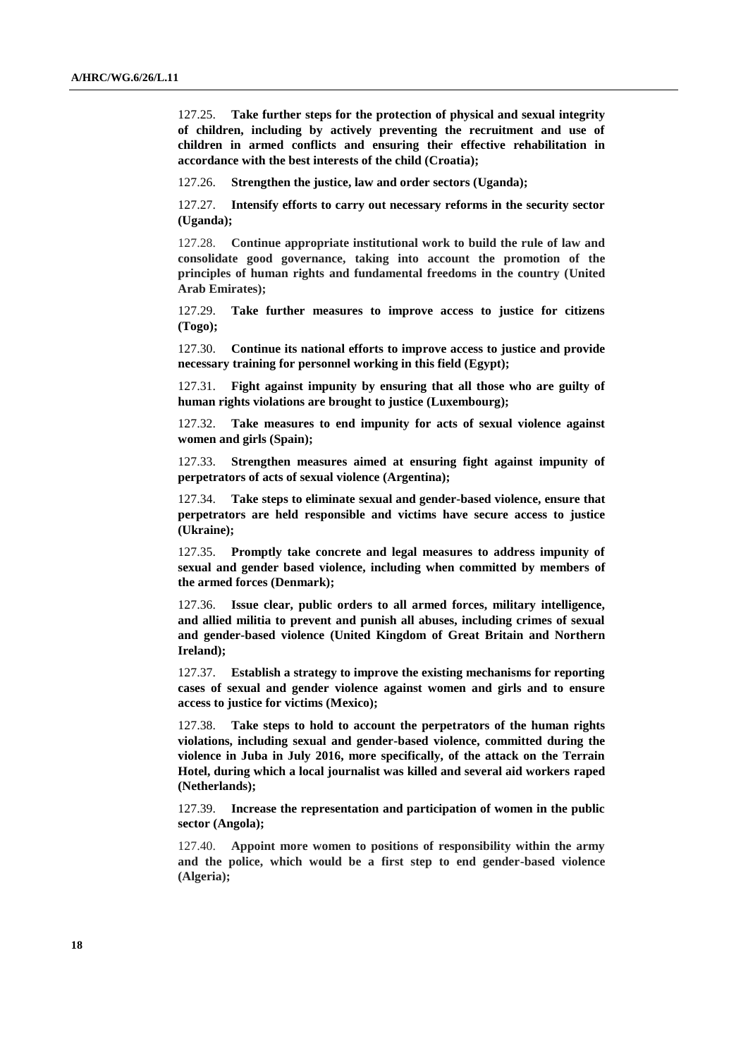127.25. **Take further steps for the protection of physical and sexual integrity of children, including by actively preventing the recruitment and use of children in armed conflicts and ensuring their effective rehabilitation in accordance with the best interests of the child (Croatia);**

127.26. **Strengthen the justice, law and order sectors (Uganda);**

127.27. **Intensify efforts to carry out necessary reforms in the security sector (Uganda);**

127.28. **Continue appropriate institutional work to build the rule of law and consolidate good governance, taking into account the promotion of the principles of human rights and fundamental freedoms in the country (United Arab Emirates);**

127.29. **Take further measures to improve access to justice for citizens (Togo);**

127.30. **Continue its national efforts to improve access to justice and provide necessary training for personnel working in this field (Egypt);**

127.31. **Fight against impunity by ensuring that all those who are guilty of human rights violations are brought to justice (Luxembourg);**

127.32. **Take measures to end impunity for acts of sexual violence against women and girls (Spain);**

127.33. **Strengthen measures aimed at ensuring fight against impunity of perpetrators of acts of sexual violence (Argentina);**

127.34. **Take steps to eliminate sexual and gender-based violence, ensure that perpetrators are held responsible and victims have secure access to justice (Ukraine);**

127.35. **Promptly take concrete and legal measures to address impunity of sexual and gender based violence, including when committed by members of the armed forces (Denmark);**

127.36. **Issue clear, public orders to all armed forces, military intelligence, and allied militia to prevent and punish all abuses, including crimes of sexual and gender-based violence (United Kingdom of Great Britain and Northern Ireland);**

127.37. **Establish a strategy to improve the existing mechanisms for reporting cases of sexual and gender violence against women and girls and to ensure access to justice for victims (Mexico);**

127.38. **Take steps to hold to account the perpetrators of the human rights violations, including sexual and gender-based violence, committed during the violence in Juba in July 2016, more specifically, of the attack on the Terrain Hotel, during which a local journalist was killed and several aid workers raped (Netherlands);**

127.39. **Increase the representation and participation of women in the public sector (Angola);**

127.40. **Appoint more women to positions of responsibility within the army and the police, which would be a first step to end gender-based violence (Algeria);**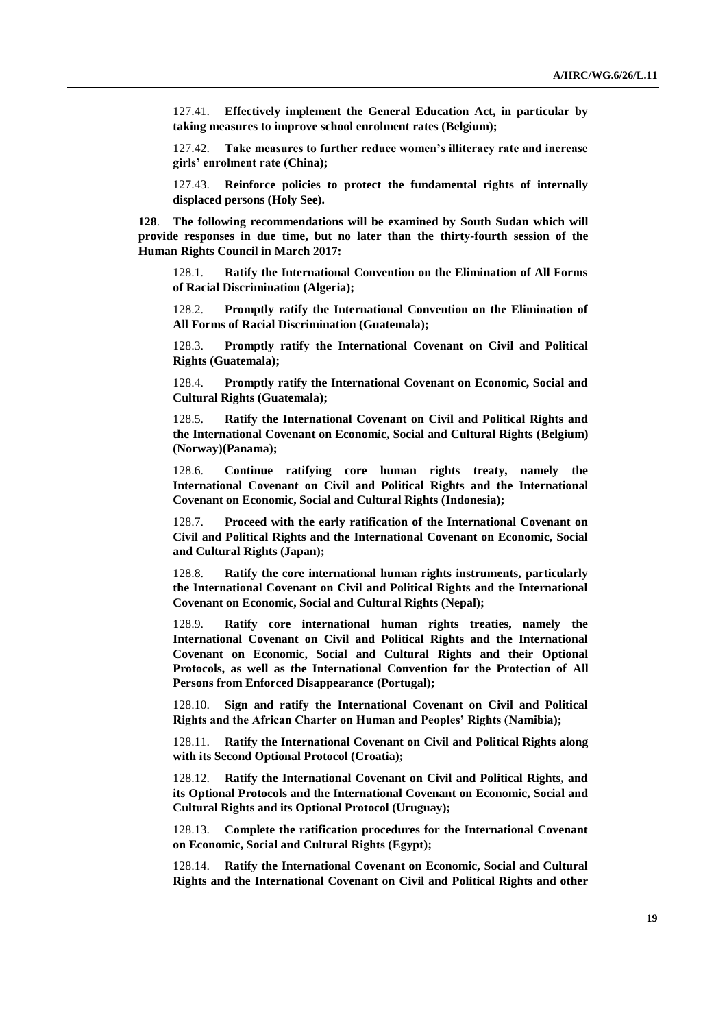127.41. **Effectively implement the General Education Act, in particular by taking measures to improve school enrolment rates (Belgium);**

127.42. **Take measures to further reduce women's illiteracy rate and increase girls' enrolment rate (China);**

127.43. **Reinforce policies to protect the fundamental rights of internally displaced persons (Holy See).**

**128**. **The following recommendations will be examined by South Sudan which will provide responses in due time, but no later than the thirty-fourth session of the Human Rights Council in March 2017:**

128.1. **Ratify the International Convention on the Elimination of All Forms of Racial Discrimination (Algeria);**

128.2. **Promptly ratify the International Convention on the Elimination of All Forms of Racial Discrimination (Guatemala);**

128.3. **Promptly ratify the International Covenant on Civil and Political Rights (Guatemala);**

128.4. **Promptly ratify the International Covenant on Economic, Social and Cultural Rights (Guatemala);**

128.5. **Ratify the International Covenant on Civil and Political Rights and the International Covenant on Economic, Social and Cultural Rights (Belgium) (Norway)(Panama);**

128.6. **Continue ratifying core human rights treaty, namely the International Covenant on Civil and Political Rights and the International Covenant on Economic, Social and Cultural Rights (Indonesia);**

128.7. **Proceed with the early ratification of the International Covenant on Civil and Political Rights and the International Covenant on Economic, Social and Cultural Rights (Japan);**

128.8. **Ratify the core international human rights instruments, particularly the International Covenant on Civil and Political Rights and the International Covenant on Economic, Social and Cultural Rights (Nepal);**

128.9. **Ratify core international human rights treaties, namely the International Covenant on Civil and Political Rights and the International Covenant on Economic, Social and Cultural Rights and their Optional Protocols, as well as the International Convention for the Protection of All Persons from Enforced Disappearance (Portugal);**

128.10. **Sign and ratify the International Covenant on Civil and Political Rights and the African Charter on Human and Peoples' Rights (Namibia);**

128.11. **Ratify the International Covenant on Civil and Political Rights along with its Second Optional Protocol (Croatia);**

128.12. **Ratify the International Covenant on Civil and Political Rights, and its Optional Protocols and the International Covenant on Economic, Social and Cultural Rights and its Optional Protocol (Uruguay);**

128.13. **Complete the ratification procedures for the International Covenant on Economic, Social and Cultural Rights (Egypt);**

128.14. **Ratify the International Covenant on Economic, Social and Cultural Rights and the International Covenant on Civil and Political Rights and other**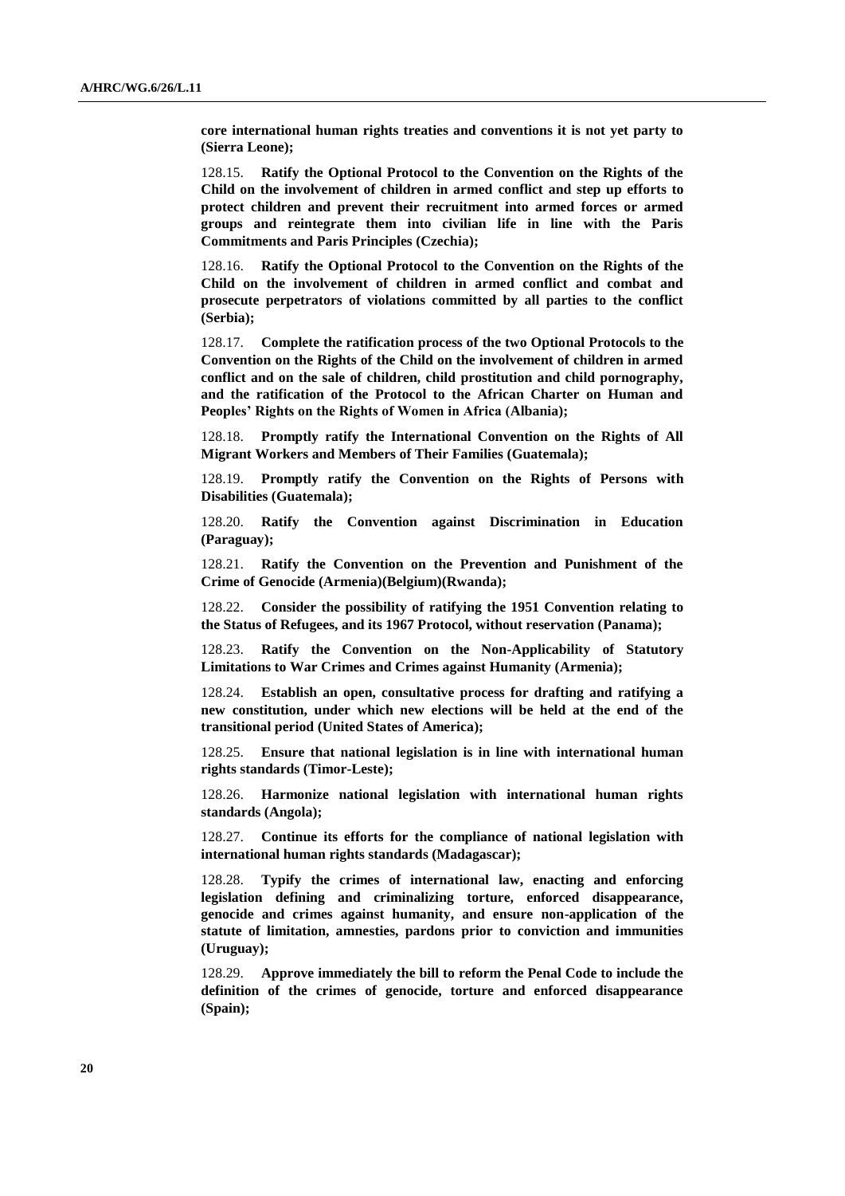**core international human rights treaties and conventions it is not yet party to (Sierra Leone);**

128.15. **Ratify the Optional Protocol to the Convention on the Rights of the Child on the involvement of children in armed conflict and step up efforts to protect children and prevent their recruitment into armed forces or armed groups and reintegrate them into civilian life in line with the Paris Commitments and Paris Principles (Czechia);**

128.16. **Ratify the Optional Protocol to the Convention on the Rights of the Child on the involvement of children in armed conflict and combat and prosecute perpetrators of violations committed by all parties to the conflict (Serbia);**

128.17. **Complete the ratification process of the two Optional Protocols to the Convention on the Rights of the Child on the involvement of children in armed conflict and on the sale of children, child prostitution and child pornography, and the ratification of the Protocol to the African Charter on Human and Peoples' Rights on the Rights of Women in Africa (Albania);**

128.18. **Promptly ratify the International Convention on the Rights of All Migrant Workers and Members of Their Families (Guatemala);**

128.19. **Promptly ratify the Convention on the Rights of Persons with Disabilities (Guatemala);**

128.20. **Ratify the Convention against Discrimination in Education (Paraguay);**

128.21. **Ratify the Convention on the Prevention and Punishment of the Crime of Genocide (Armenia)(Belgium)(Rwanda);**

128.22. **Consider the possibility of ratifying the 1951 Convention relating to the Status of Refugees, and its 1967 Protocol, without reservation (Panama);**

128.23. **Ratify the Convention on the Non-Applicability of Statutory Limitations to War Crimes and Crimes against Humanity (Armenia);**

128.24. **Establish an open, consultative process for drafting and ratifying a new constitution, under which new elections will be held at the end of the transitional period (United States of America);**

128.25. **Ensure that national legislation is in line with international human rights standards (Timor-Leste);**

128.26. **Harmonize national legislation with international human rights standards (Angola);**

128.27. **Continue its efforts for the compliance of national legislation with international human rights standards (Madagascar);**

128.28. **Typify the crimes of international law, enacting and enforcing legislation defining and criminalizing torture, enforced disappearance, genocide and crimes against humanity, and ensure non-application of the statute of limitation, amnesties, pardons prior to conviction and immunities (Uruguay);**

128.29. **Approve immediately the bill to reform the Penal Code to include the definition of the crimes of genocide, torture and enforced disappearance (Spain);**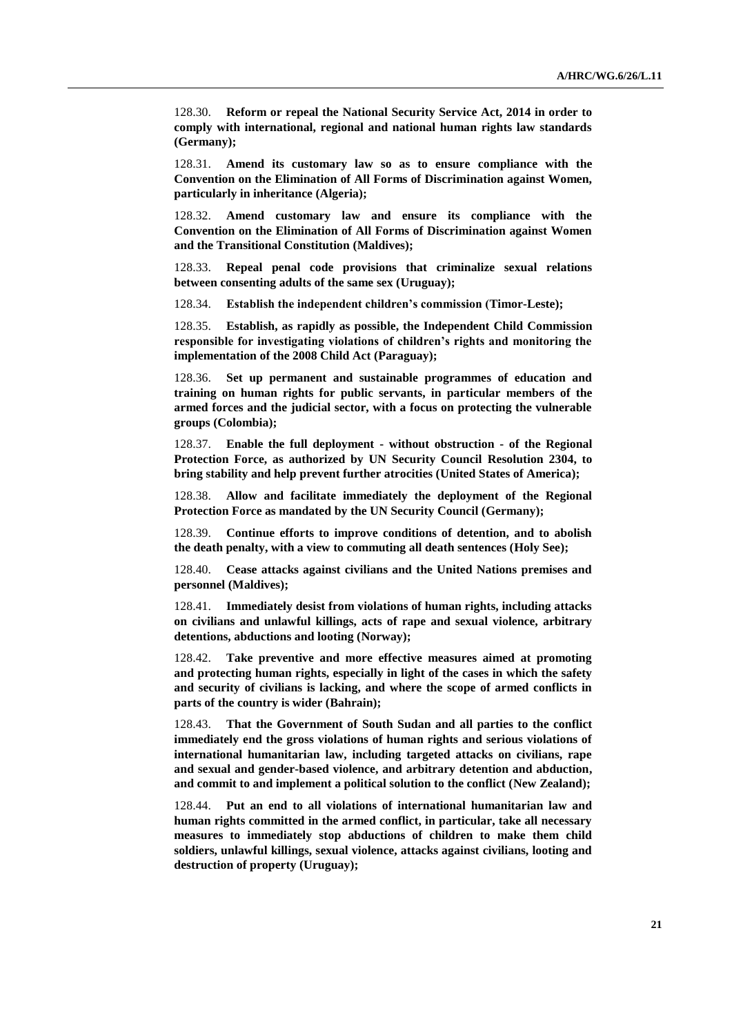128.30. **Reform or repeal the National Security Service Act, 2014 in order to comply with international, regional and national human rights law standards (Germany);**

128.31. **Amend its customary law so as to ensure compliance with the Convention on the Elimination of All Forms of Discrimination against Women, particularly in inheritance (Algeria);**

128.32. **Amend customary law and ensure its compliance with the Convention on the Elimination of All Forms of Discrimination against Women and the Transitional Constitution (Maldives);**

128.33. **Repeal penal code provisions that criminalize sexual relations between consenting adults of the same sex (Uruguay);**

128.34. **Establish the independent children's commission (Timor-Leste);**

128.35. **Establish, as rapidly as possible, the Independent Child Commission responsible for investigating violations of children's rights and monitoring the implementation of the 2008 Child Act (Paraguay);**

128.36. **Set up permanent and sustainable programmes of education and training on human rights for public servants, in particular members of the armed forces and the judicial sector, with a focus on protecting the vulnerable groups (Colombia);**

128.37. **Enable the full deployment - without obstruction - of the Regional Protection Force, as authorized by UN Security Council Resolution 2304, to bring stability and help prevent further atrocities (United States of America);**

128.38. **Allow and facilitate immediately the deployment of the Regional Protection Force as mandated by the UN Security Council (Germany);**

128.39. **Continue efforts to improve conditions of detention, and to abolish the death penalty, with a view to commuting all death sentences (Holy See);**

128.40. **Cease attacks against civilians and the United Nations premises and personnel (Maldives);**

128.41. **Immediately desist from violations of human rights, including attacks on civilians and unlawful killings, acts of rape and sexual violence, arbitrary detentions, abductions and looting (Norway);**

128.42. **Take preventive and more effective measures aimed at promoting and protecting human rights, especially in light of the cases in which the safety and security of civilians is lacking, and where the scope of armed conflicts in parts of the country is wider (Bahrain);**

128.43. **That the Government of South Sudan and all parties to the conflict immediately end the gross violations of human rights and serious violations of international humanitarian law, including targeted attacks on civilians, rape and sexual and gender-based violence, and arbitrary detention and abduction, and commit to and implement a political solution to the conflict (New Zealand);**

128.44. **Put an end to all violations of international humanitarian law and human rights committed in the armed conflict, in particular, take all necessary measures to immediately stop abductions of children to make them child soldiers, unlawful killings, sexual violence, attacks against civilians, looting and destruction of property (Uruguay);**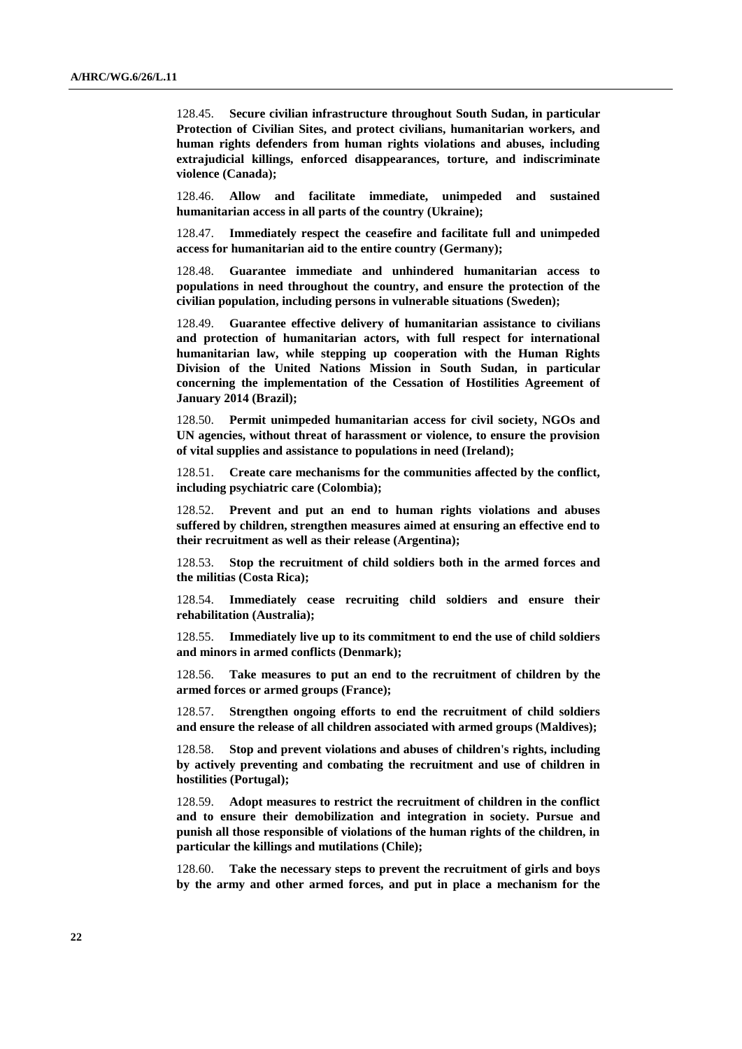128.45. **Secure civilian infrastructure throughout South Sudan, in particular Protection of Civilian Sites, and protect civilians, humanitarian workers, and human rights defenders from human rights violations and abuses, including extrajudicial killings, enforced disappearances, torture, and indiscriminate violence (Canada);**

128.46. **Allow and facilitate immediate, unimpeded and sustained humanitarian access in all parts of the country (Ukraine);**

128.47. **Immediately respect the ceasefire and facilitate full and unimpeded access for humanitarian aid to the entire country (Germany);**

128.48. **Guarantee immediate and unhindered humanitarian access to populations in need throughout the country, and ensure the protection of the civilian population, including persons in vulnerable situations (Sweden);**

128.49. **Guarantee effective delivery of humanitarian assistance to civilians and protection of humanitarian actors, with full respect for international humanitarian law, while stepping up cooperation with the Human Rights Division of the United Nations Mission in South Sudan, in particular concerning the implementation of the Cessation of Hostilities Agreement of January 2014 (Brazil);**

128.50. **Permit unimpeded humanitarian access for civil society, NGOs and UN agencies, without threat of harassment or violence, to ensure the provision of vital supplies and assistance to populations in need (Ireland);**

128.51. **Create care mechanisms for the communities affected by the conflict, including psychiatric care (Colombia);**

128.52. **Prevent and put an end to human rights violations and abuses suffered by children, strengthen measures aimed at ensuring an effective end to their recruitment as well as their release (Argentina);**

128.53. **Stop the recruitment of child soldiers both in the armed forces and the militias (Costa Rica);**

128.54. **Immediately cease recruiting child soldiers and ensure their rehabilitation (Australia);**

128.55. **Immediately live up to its commitment to end the use of child soldiers and minors in armed conflicts (Denmark);**

128.56. **Take measures to put an end to the recruitment of children by the armed forces or armed groups (France);**

128.57. **Strengthen ongoing efforts to end the recruitment of child soldiers and ensure the release of all children associated with armed groups (Maldives);**

128.58. **Stop and prevent violations and abuses of children's rights, including by actively preventing and combating the recruitment and use of children in hostilities (Portugal);**

128.59. **Adopt measures to restrict the recruitment of children in the conflict and to ensure their demobilization and integration in society. Pursue and punish all those responsible of violations of the human rights of the children, in particular the killings and mutilations (Chile);**

128.60. **Take the necessary steps to prevent the recruitment of girls and boys by the army and other armed forces, and put in place a mechanism for the**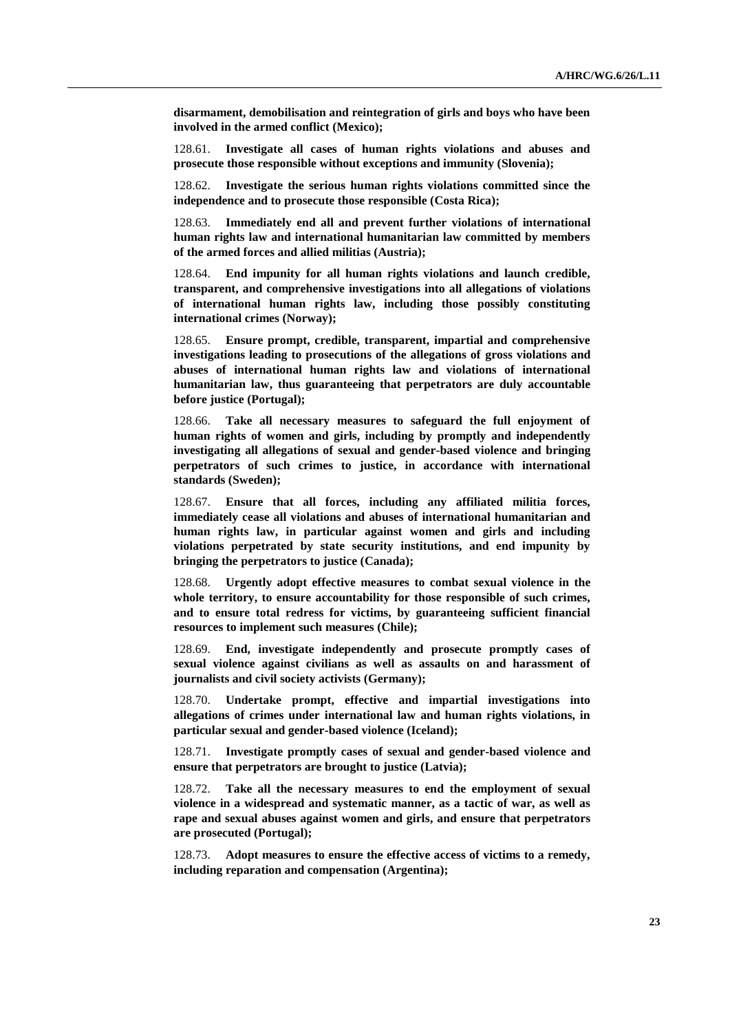**disarmament, demobilisation and reintegration of girls and boys who have been involved in the armed conflict (Mexico);**

128.61. **Investigate all cases of human rights violations and abuses and prosecute those responsible without exceptions and immunity (Slovenia);**

128.62. **Investigate the serious human rights violations committed since the independence and to prosecute those responsible (Costa Rica);**

128.63. **Immediately end all and prevent further violations of international human rights law and international humanitarian law committed by members of the armed forces and allied militias (Austria);**

128.64. **End impunity for all human rights violations and launch credible, transparent, and comprehensive investigations into all allegations of violations of international human rights law, including those possibly constituting international crimes (Norway);**

128.65. **Ensure prompt, credible, transparent, impartial and comprehensive investigations leading to prosecutions of the allegations of gross violations and abuses of international human rights law and violations of international humanitarian law, thus guaranteeing that perpetrators are duly accountable before justice (Portugal);**

128.66. **Take all necessary measures to safeguard the full enjoyment of human rights of women and girls, including by promptly and independently investigating all allegations of sexual and gender-based violence and bringing perpetrators of such crimes to justice, in accordance with international standards (Sweden);**

128.67. **Ensure that all forces, including any affiliated militia forces, immediately cease all violations and abuses of international humanitarian and human rights law, in particular against women and girls and including violations perpetrated by state security institutions, and end impunity by bringing the perpetrators to justice (Canada);**

128.68. **Urgently adopt effective measures to combat sexual violence in the whole territory, to ensure accountability for those responsible of such crimes, and to ensure total redress for victims, by guaranteeing sufficient financial resources to implement such measures (Chile);**

128.69. **End, investigate independently and prosecute promptly cases of sexual violence against civilians as well as assaults on and harassment of journalists and civil society activists (Germany);**

128.70. **Undertake prompt, effective and impartial investigations into allegations of crimes under international law and human rights violations, in particular sexual and gender-based violence (Iceland);**

128.71. **Investigate promptly cases of sexual and gender-based violence and ensure that perpetrators are brought to justice (Latvia);**

128.72. **Take all the necessary measures to end the employment of sexual violence in a widespread and systematic manner, as a tactic of war, as well as rape and sexual abuses against women and girls, and ensure that perpetrators are prosecuted (Portugal);**

128.73. **Adopt measures to ensure the effective access of victims to a remedy, including reparation and compensation (Argentina);**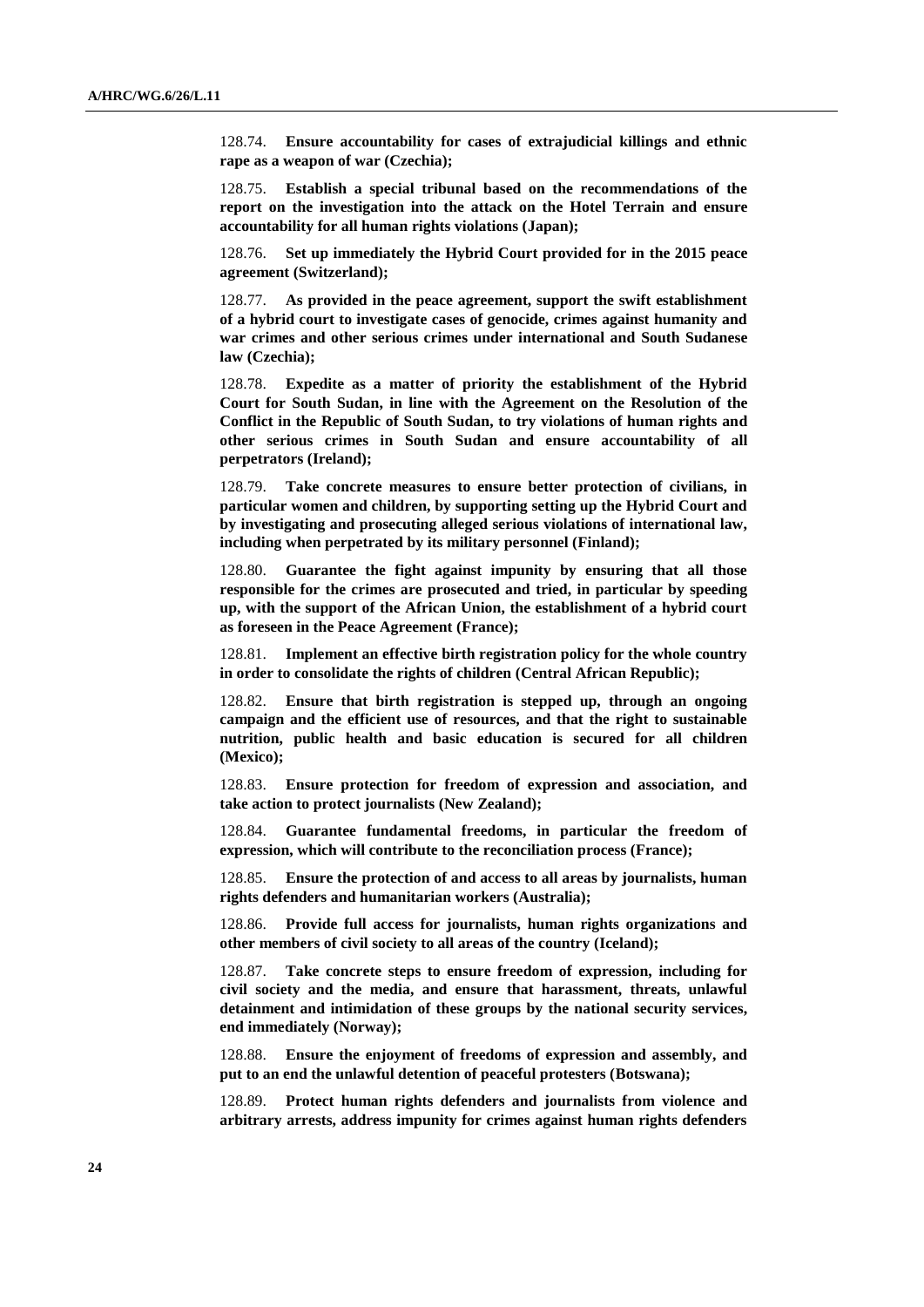128.74. **Ensure accountability for cases of extrajudicial killings and ethnic rape as a weapon of war (Czechia);**

128.75. **Establish a special tribunal based on the recommendations of the report on the investigation into the attack on the Hotel Terrain and ensure accountability for all human rights violations (Japan);**

128.76. **Set up immediately the Hybrid Court provided for in the 2015 peace agreement (Switzerland);**

128.77. **As provided in the peace agreement, support the swift establishment of a hybrid court to investigate cases of genocide, crimes against humanity and war crimes and other serious crimes under international and South Sudanese law (Czechia);**

128.78. **Expedite as a matter of priority the establishment of the Hybrid Court for South Sudan, in line with the Agreement on the Resolution of the Conflict in the Republic of South Sudan, to try violations of human rights and other serious crimes in South Sudan and ensure accountability of all perpetrators (Ireland);**

128.79. **Take concrete measures to ensure better protection of civilians, in particular women and children, by supporting setting up the Hybrid Court and by investigating and prosecuting alleged serious violations of international law, including when perpetrated by its military personnel (Finland);**

128.80. **Guarantee the fight against impunity by ensuring that all those responsible for the crimes are prosecuted and tried, in particular by speeding up, with the support of the African Union, the establishment of a hybrid court as foreseen in the Peace Agreement (France);**

128.81. **Implement an effective birth registration policy for the whole country in order to consolidate the rights of children (Central African Republic);**

128.82. **Ensure that birth registration is stepped up, through an ongoing campaign and the efficient use of resources, and that the right to sustainable nutrition, public health and basic education is secured for all children (Mexico);**

128.83. **Ensure protection for freedom of expression and association, and take action to protect journalists (New Zealand);**

128.84. **Guarantee fundamental freedoms, in particular the freedom of expression, which will contribute to the reconciliation process (France);**

128.85. **Ensure the protection of and access to all areas by journalists, human rights defenders and humanitarian workers (Australia);**

128.86. **Provide full access for journalists, human rights organizations and other members of civil society to all areas of the country (Iceland);**

128.87. **Take concrete steps to ensure freedom of expression, including for civil society and the media, and ensure that harassment, threats, unlawful detainment and intimidation of these groups by the national security services, end immediately (Norway);**

128.88. **Ensure the enjoyment of freedoms of expression and assembly, and put to an end the unlawful detention of peaceful protesters (Botswana);**

128.89. **Protect human rights defenders and journalists from violence and arbitrary arrests, address impunity for crimes against human rights defenders**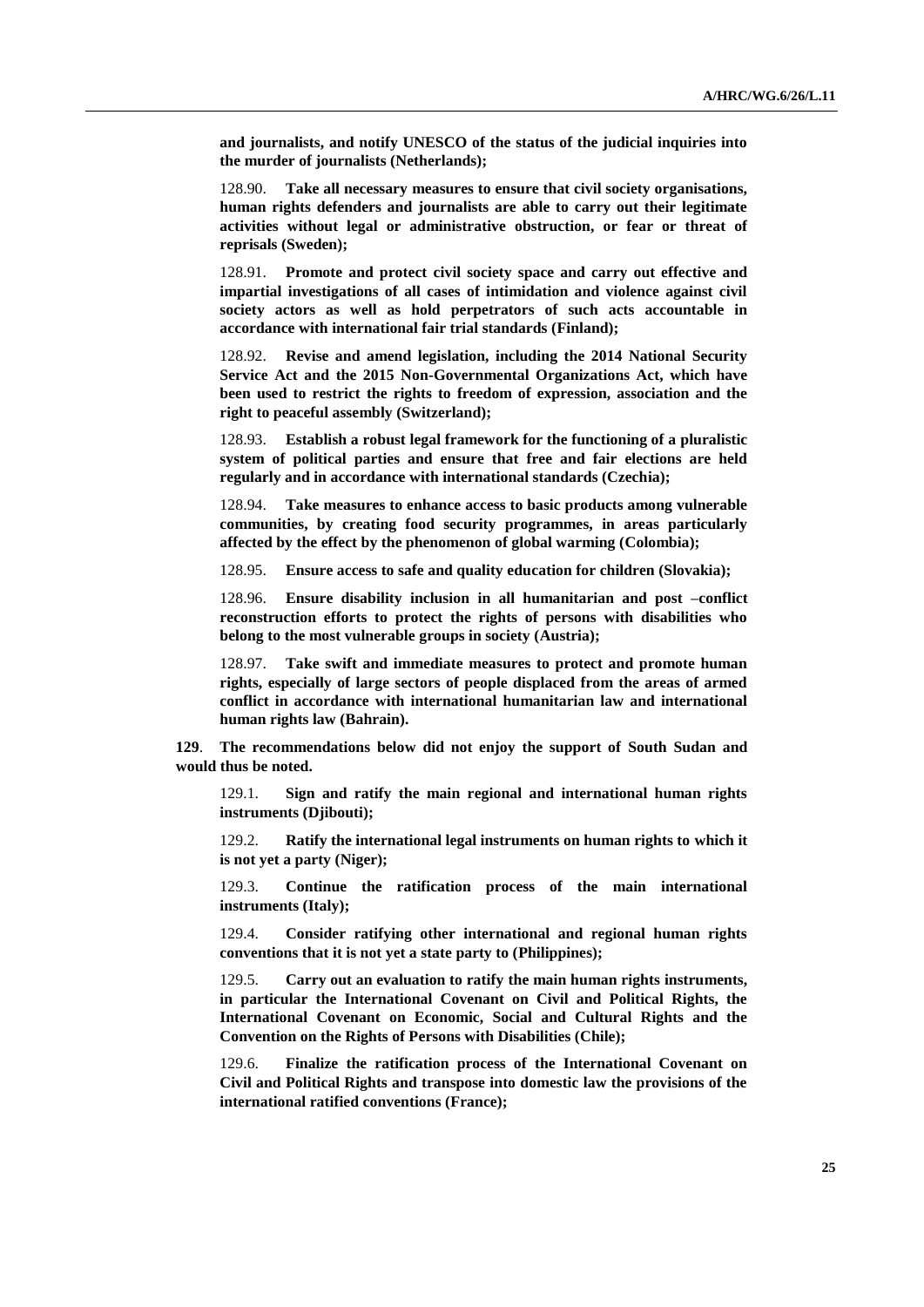**and journalists, and notify UNESCO of the status of the judicial inquiries into the murder of journalists (Netherlands);**

128.90. **Take all necessary measures to ensure that civil society organisations, human rights defenders and journalists are able to carry out their legitimate activities without legal or administrative obstruction, or fear or threat of reprisals (Sweden);**

128.91. **Promote and protect civil society space and carry out effective and impartial investigations of all cases of intimidation and violence against civil society actors as well as hold perpetrators of such acts accountable in accordance with international fair trial standards (Finland);**

128.92. **Revise and amend legislation, including the 2014 National Security Service Act and the 2015 Non-Governmental Organizations Act, which have been used to restrict the rights to freedom of expression, association and the right to peaceful assembly (Switzerland);**

128.93. **Establish a robust legal framework for the functioning of a pluralistic system of political parties and ensure that free and fair elections are held regularly and in accordance with international standards (Czechia);**

128.94. **Take measures to enhance access to basic products among vulnerable communities, by creating food security programmes, in areas particularly affected by the effect by the phenomenon of global warming (Colombia);**

128.95. **Ensure access to safe and quality education for children (Slovakia);**

128.96. **Ensure disability inclusion in all humanitarian and post –conflict reconstruction efforts to protect the rights of persons with disabilities who belong to the most vulnerable groups in society (Austria);**

128.97. **Take swift and immediate measures to protect and promote human rights, especially of large sectors of people displaced from the areas of armed conflict in accordance with international humanitarian law and international human rights law (Bahrain).**

**129**. **The recommendations below did not enjoy the support of South Sudan and would thus be noted.**

129.1. **Sign and ratify the main regional and international human rights instruments (Djibouti);**

129.2. **Ratify the international legal instruments on human rights to which it is not yet a party (Niger);**

129.3. **Continue the ratification process of the main international instruments (Italy);**

129.4. **Consider ratifying other international and regional human rights conventions that it is not yet a state party to (Philippines);**

129.5. **Carry out an evaluation to ratify the main human rights instruments, in particular the International Covenant on Civil and Political Rights, the International Covenant on Economic, Social and Cultural Rights and the Convention on the Rights of Persons with Disabilities (Chile);**

129.6. **Finalize the ratification process of the International Covenant on Civil and Political Rights and transpose into domestic law the provisions of the international ratified conventions (France);**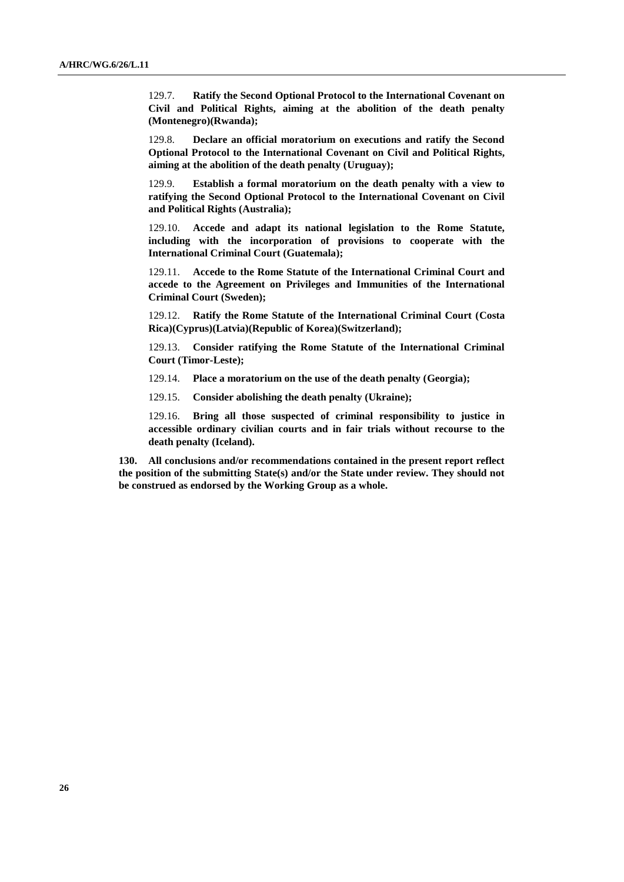129.7. **Ratify the Second Optional Protocol to the International Covenant on Civil and Political Rights, aiming at the abolition of the death penalty (Montenegro)(Rwanda);**

129.8. **Declare an official moratorium on executions and ratify the Second Optional Protocol to the International Covenant on Civil and Political Rights, aiming at the abolition of the death penalty (Uruguay);**

129.9. **Establish a formal moratorium on the death penalty with a view to ratifying the Second Optional Protocol to the International Covenant on Civil and Political Rights (Australia);**

129.10. **Accede and adapt its national legislation to the Rome Statute, including with the incorporation of provisions to cooperate with the International Criminal Court (Guatemala);**

129.11. **Accede to the Rome Statute of the International Criminal Court and accede to the Agreement on Privileges and Immunities of the International Criminal Court (Sweden);**

129.12. **Ratify the Rome Statute of the International Criminal Court (Costa Rica)(Cyprus)(Latvia)(Republic of Korea)(Switzerland);**

129.13. **Consider ratifying the Rome Statute of the International Criminal Court (Timor-Leste);**

129.14. **Place a moratorium on the use of the death penalty (Georgia);**

129.15. **Consider abolishing the death penalty (Ukraine);**

129.16. **Bring all those suspected of criminal responsibility to justice in accessible ordinary civilian courts and in fair trials without recourse to the death penalty (Iceland).**

**130. All conclusions and/or recommendations contained in the present report reflect the position of the submitting State(s) and/or the State under review. They should not be construed as endorsed by the Working Group as a whole.**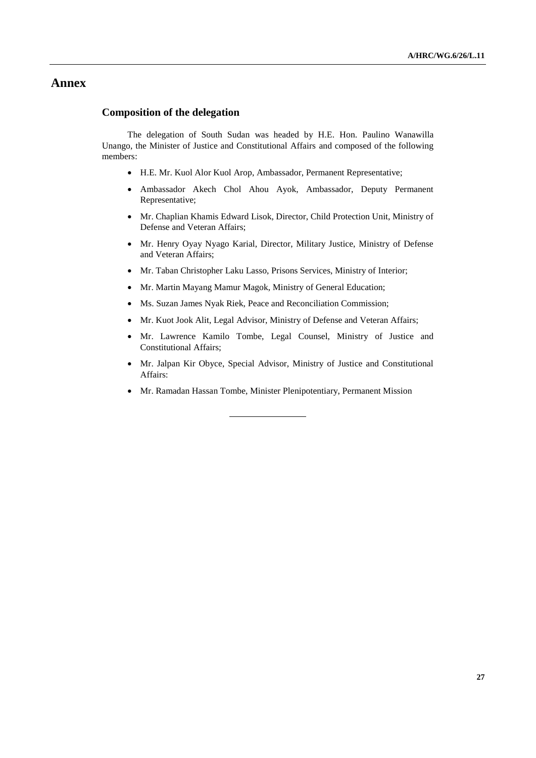# Annex

## Composition of the delegation

The delegation of South Sudan was headed by H.E. Hon. Paulino Wanawilla Unango, the Minister of Justice and Constitutional Affairs and composed of the following members:

- H.E. Mr. Kuol Alor Kuol Arop, Ambassador, Permanent Representative;
- Ambassador Akech Chol Ahou Ayok, Ambassador, Deputy Permanent Representative;
- Mr. Chaplian Khamis Edward Lisok, Director, Child Protection Unit, Ministry of Defense and Veteran Affairs;
- Mr. Henry Oyay Nyago Karial, Director, Military Justice, Ministry of Defense and Veteran Affairs;
- Mr. Taban Christopher Laku Lasso, Prisons Services, Ministry of Interior;
- Mr. Martin Mayang Mamur Magok, Ministry of General Education;
- Ms. Suzan James Nyak Riek, Peace and Reconciliation Commission;
- Mr. Kuot Jook Alit, Legal Advisor, Ministry of Defense and Veteran Affairs;
- Mr. Lawrence Kamilo Tombe, Legal Counsel, Ministry of Justice and Constitutional Affairs;
- Mr. Jalpan Kir Obyce, Special Advisor, Ministry of Justice and Constitutional Affairs:
- Mr. Ramadan Hassan Tombe, Minister Plenipotentiary, Permanent Mission